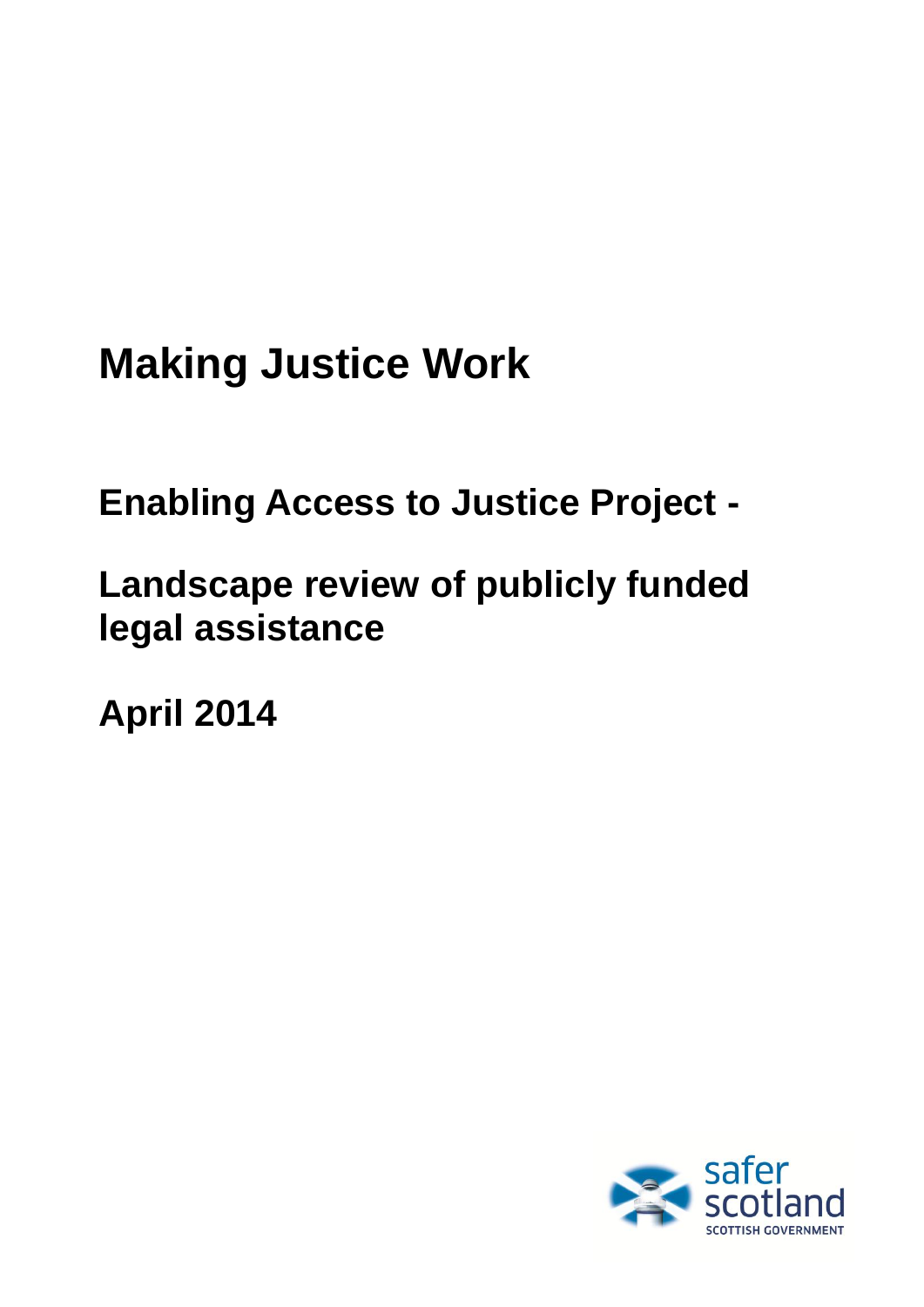# Making Justice Work

## Enabling Access to Justice Project -

## Landscape review of publicly funded legal assistance

## April 2014

safer scotland

SCOTTISH GOVERNMENT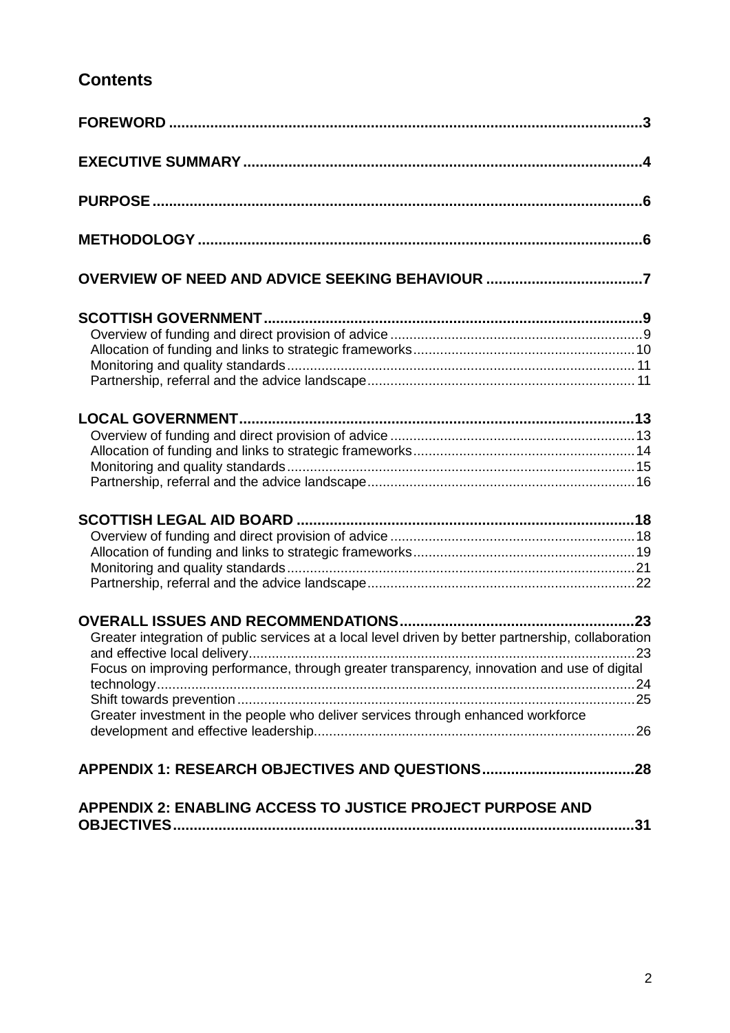## Contents

**FOREWORD** ..... 3

**EXECUTIVE SUMMARY** ..... 4

**PURPOSE** ..... 6

**METHODOLOGY** ..... 6

**OVERVIEW OF NEED AND ADVICE SEEKING BEHAVIOUR** ..... 7

**SCOTTISH GOVERNMENT** ..... 9
- Overview of funding and direct provision of advice ..... 9
- Allocation of funding and links to strategic frameworks ..... 10
- Monitoring and quality standards ..... 11
- Partnership, referral and the advice landscape ..... 11

**LOCAL GOVERNMENT** ..... 13
- Overview of funding and direct provision of advice ..... 13
- Allocation of funding and links to strategic frameworks ..... 14
- Monitoring and quality standards ..... 15
- Partnership, referral and the advice landscape ..... 16

**SCOTTISH LEGAL AID BOARD** ..... 18
- Overview of funding and direct provision of advice ..... 18
- Allocation of funding and links to strategic frameworks ..... 19
- Monitoring and quality standards ..... 21
- Partnership, referral and the advice landscape ..... 22

**OVERALL ISSUES AND RECOMMENDATIONS** ..... 23
- Greater integration of public services at a local level driven by better partnership, collaboration and effective local delivery ..... 23
- Focus on improving performance, through greater transparency, innovation and use of digital technology ..... 24
- Shift towards prevention ..... 25
- Greater investment in the people who deliver services through enhanced workforce development and effective leadership ..... 26

**APPENDIX 1: RESEARCH OBJECTIVES AND QUESTIONS** ..... 28

**APPENDIX 2: ENABLING ACCESS TO JUSTICE PROJECT PURPOSE AND OBJECTIVES** ..... 31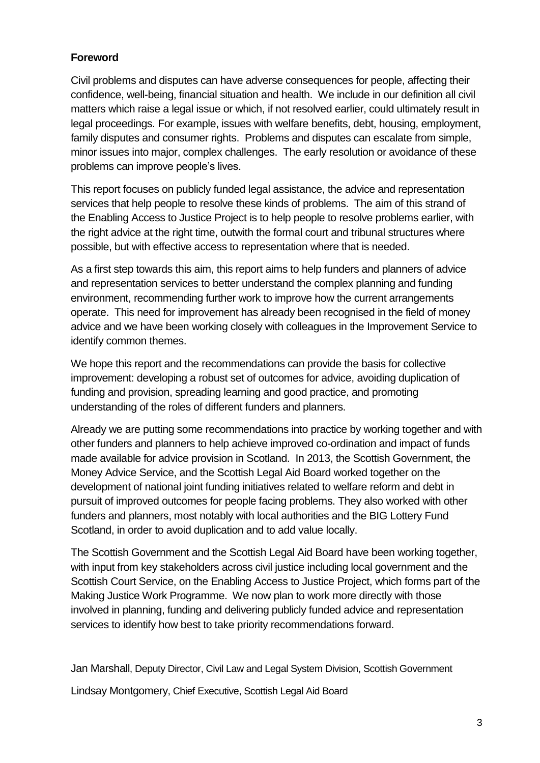**Foreword**

Civil problems and disputes can have adverse consequences for people, affecting their confidence, well-being, financial situation and health. We include in our definition all civil matters which raise a legal issue or which, if not resolved earlier, could ultimately result in legal proceedings. For example, issues with welfare benefits, debt, housing, employment, family disputes and consumer rights. Problems and disputes can escalate from simple, minor issues into major, complex challenges. The early resolution or avoidance of these problems can improve people's lives.

This report focuses on publicly funded legal assistance, the advice and representation services that help people to resolve these kinds of problems. The aim of this strand of the Enabling Access to Justice Project is to help people to resolve problems earlier, with the right advice at the right time, outwith the formal court and tribunal structures where possible, but with effective access to representation where that is needed.

As a first step towards this aim, this report aims to help funders and planners of advice and representation services to better understand the complex planning and funding environment, recommending further work to improve how the current arrangements operate. This need for improvement has already been recognised in the field of money advice and we have been working closely with colleagues in the Improvement Service to identify common themes.

We hope this report and the recommendations can provide the basis for collective improvement: developing a robust set of outcomes for advice, avoiding duplication of funding and provision, spreading learning and good practice, and promoting understanding of the roles of different funders and planners.

Already we are putting some recommendations into practice by working together and with other funders and planners to help achieve improved co-ordination and impact of funds made available for advice provision in Scotland. In 2013, the Scottish Government, the Money Advice Service, and the Scottish Legal Aid Board worked together on the development of national joint funding initiatives related to welfare reform and debt in pursuit of improved outcomes for people facing problems. They also worked with other funders and planners, most notably with local authorities and the BIG Lottery Fund Scotland, in order to avoid duplication and to add value locally.

The Scottish Government and the Scottish Legal Aid Board have been working together, with input from key stakeholders across civil justice including local government and the Scottish Court Service, on the Enabling Access to Justice Project, which forms part of the Making Justice Work Programme. We now plan to work more directly with those involved in planning, funding and delivering publicly funded advice and representation services to identify how best to take priority recommendations forward.

Jan Marshall, Deputy Director, Civil Law and Legal System Division, Scottish Government

Lindsay Montgomery, Chief Executive, Scottish Legal Aid Board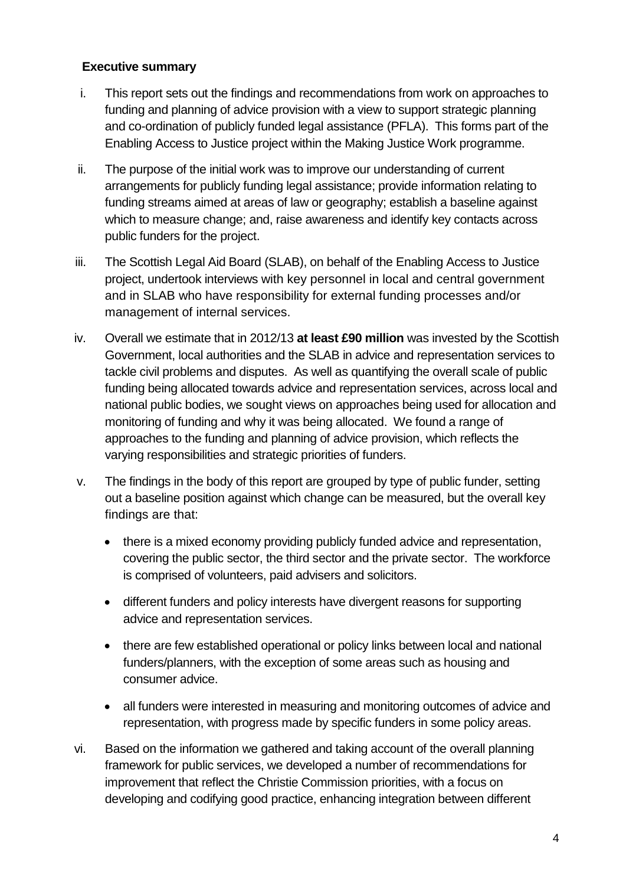**Executive summary**

i. This report sets out the findings and recommendations from work on approaches to funding and planning of advice provision with a view to support strategic planning and co-ordination of publicly funded legal assistance (PFLA). This forms part of the Enabling Access to Justice project within the Making Justice Work programme.

ii. The purpose of the initial work was to improve our understanding of current arrangements for publicly funding legal assistance; provide information relating to funding streams aimed at areas of law or geography; establish a baseline against which to measure change; and, raise awareness and identify key contacts across public funders for the project.

iii. The Scottish Legal Aid Board (SLAB), on behalf of the Enabling Access to Justice project, undertook interviews with key personnel in local and central government and in SLAB who have responsibility for external funding processes and/or management of internal services.

iv. Overall we estimate that in 2012/13 **at least £90 million** was invested by the Scottish Government, local authorities and the SLAB in advice and representation services to tackle civil problems and disputes. As well as quantifying the overall scale of public funding being allocated towards advice and representation services, across local and national public bodies, we sought views on approaches being used for allocation and monitoring of funding and why it was being allocated. We found a range of approaches to the funding and planning of advice provision, which reflects the varying responsibilities and strategic priorities of funders.

v. The findings in the body of this report are grouped by type of public funder, setting out a baseline position against which change can be measured, but the overall key findings are that:

- there is a mixed economy providing publicly funded advice and representation, covering the public sector, the third sector and the private sector. The workforce is comprised of volunteers, paid advisers and solicitors.
- different funders and policy interests have divergent reasons for supporting advice and representation services.
- there are few established operational or policy links between local and national funders/planners, with the exception of some areas such as housing and consumer advice.
- all funders were interested in measuring and monitoring outcomes of advice and representation, with progress made by specific funders in some policy areas.

vi. Based on the information we gathered and taking account of the overall planning framework for public services, we developed a number of recommendations for improvement that reflect the Christie Commission priorities, with a focus on developing and codifying good practice, enhancing integration between different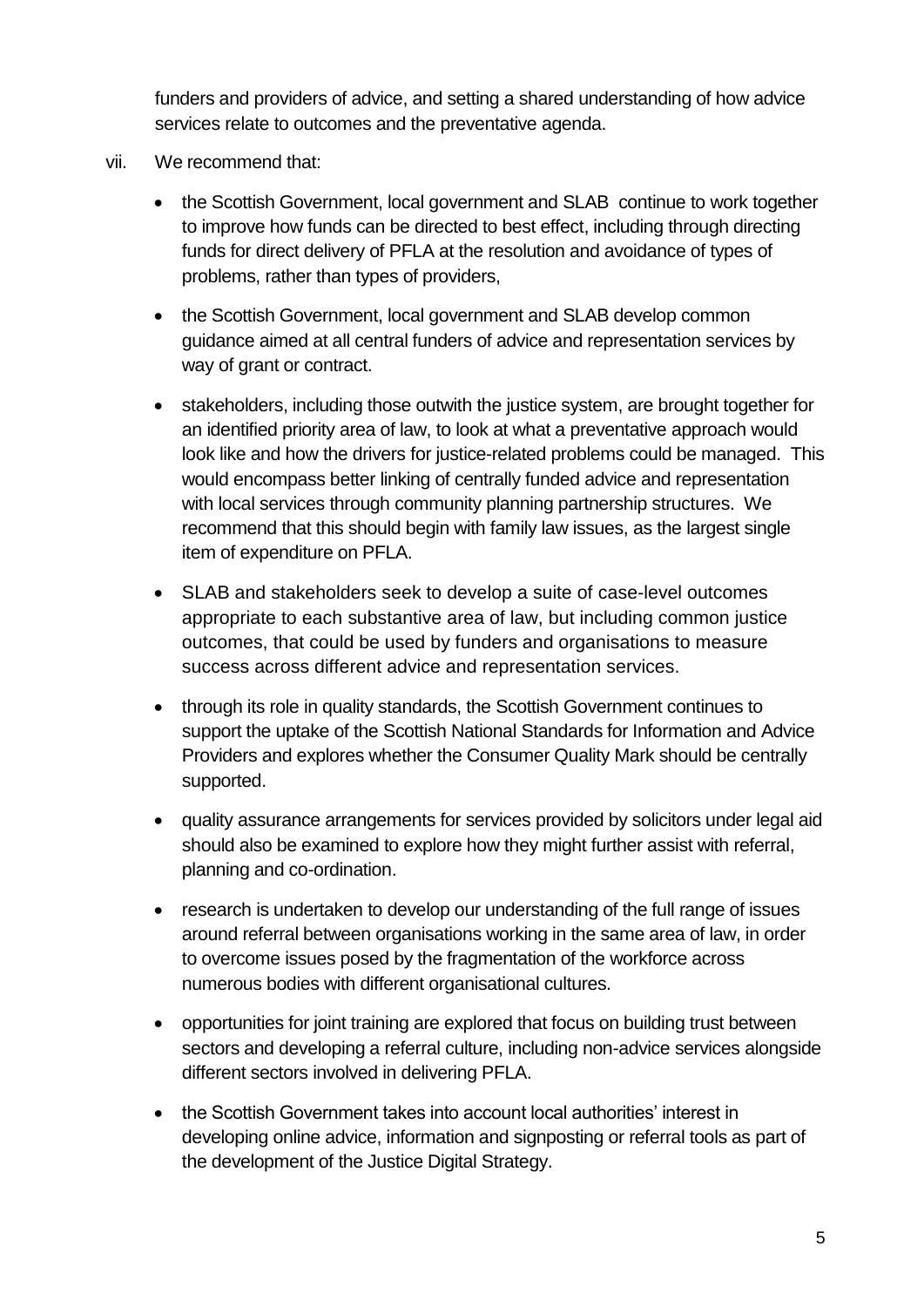funders and providers of advice, and setting a shared understanding of how advice services relate to outcomes and the preventative agenda.

vii. We recommend that:

- the Scottish Government, local government and SLAB continue to work together to improve how funds can be directed to best effect, including through directing funds for direct delivery of PFLA at the resolution and avoidance of types of problems, rather than types of providers,
- the Scottish Government, local government and SLAB develop common guidance aimed at all central funders of advice and representation services by way of grant or contract.
- stakeholders, including those outwith the justice system, are brought together for an identified priority area of law, to look at what a preventative approach would look like and how the drivers for justice-related problems could be managed. This would encompass better linking of centrally funded advice and representation with local services through community planning partnership structures. We recommend that this should begin with family law issues, as the largest single item of expenditure on PFLA.
- SLAB and stakeholders seek to develop a suite of case-level outcomes appropriate to each substantive area of law, but including common justice outcomes, that could be used by funders and organisations to measure success across different advice and representation services.
- through its role in quality standards, the Scottish Government continues to support the uptake of the Scottish National Standards for Information and Advice Providers and explores whether the Consumer Quality Mark should be centrally supported.
- quality assurance arrangements for services provided by solicitors under legal aid should also be examined to explore how they might further assist with referral, planning and co-ordination.
- research is undertaken to develop our understanding of the full range of issues around referral between organisations working in the same area of law, in order to overcome issues posed by the fragmentation of the workforce across numerous bodies with different organisational cultures.
- opportunities for joint training are explored that focus on building trust between sectors and developing a referral culture, including non-advice services alongside different sectors involved in delivering PFLA.
- the Scottish Government takes into account local authorities' interest in developing online advice, information and signposting or referral tools as part of the development of the Justice Digital Strategy.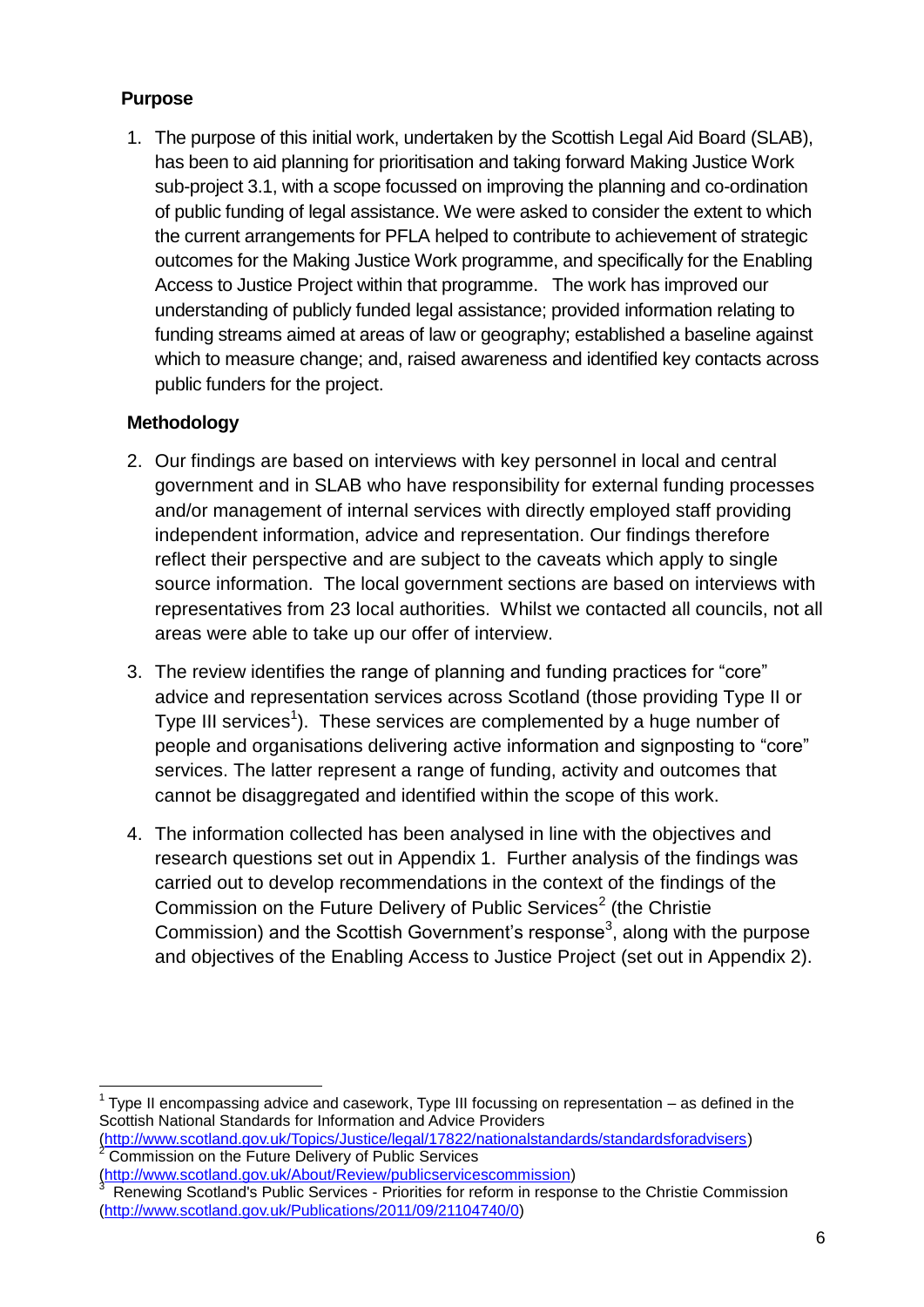## Purpose

1. The purpose of this initial work, undertaken by the Scottish Legal Aid Board (SLAB), has been to aid planning for prioritisation and taking forward Making Justice Work sub-project 3.1, with a scope focussed on improving the planning and co-ordination of public funding of legal assistance. We were asked to consider the extent to which the current arrangements for PFLA helped to contribute to achievement of strategic outcomes for the Making Justice Work programme, and specifically for the Enabling Access to Justice Project within that programme. The work has improved our understanding of publicly funded legal assistance; provided information relating to funding streams aimed at areas of law or geography; established a baseline against which to measure change; and, raised awareness and identified key contacts across public funders for the project.

## Methodology

2. Our findings are based on interviews with key personnel in local and central government and in SLAB who have responsibility for external funding processes and/or management of internal services with directly employed staff providing independent information, advice and representation. Our findings therefore reflect their perspective and are subject to the caveats which apply to single source information. The local government sections are based on interviews with representatives from 23 local authorities. Whilst we contacted all councils, not all areas were able to take up our offer of interview.

3. The review identifies the range of planning and funding practices for "core" advice and representation services across Scotland (those providing Type II or Type III services[1]). These services are complemented by a huge number of people and organisations delivering active information and signposting to "core" services. The latter represent a range of funding, activity and outcomes that cannot be disaggregated and identified within the scope of this work.

4. The information collected has been analysed in line with the objectives and research questions set out in Appendix 1. Further analysis of the findings was carried out to develop recommendations in the context of the findings of the Commission on the Future Delivery of Public Services[2] (the Christie Commission) and the Scottish Government's response[3], along with the purpose and objectives of the Enabling Access to Justice Project (set out in Appendix 2).

---

[1] Type II encompassing advice and casework, Type III focussing on representation – as defined in the Scottish National Standards for Information and Advice Providers (http://www.scotland.gov.uk/Topics/Justice/legal/17822/nationalstandards/standardsforadvisers)

[2] Commission on the Future Delivery of Public Services (http://www.scotland.gov.uk/About/Review/publicservicescommission)

[3] Renewing Scotland's Public Services - Priorities for reform in response to the Christie Commission (http://www.scotland.gov.uk/Publications/2011/09/21104740/0)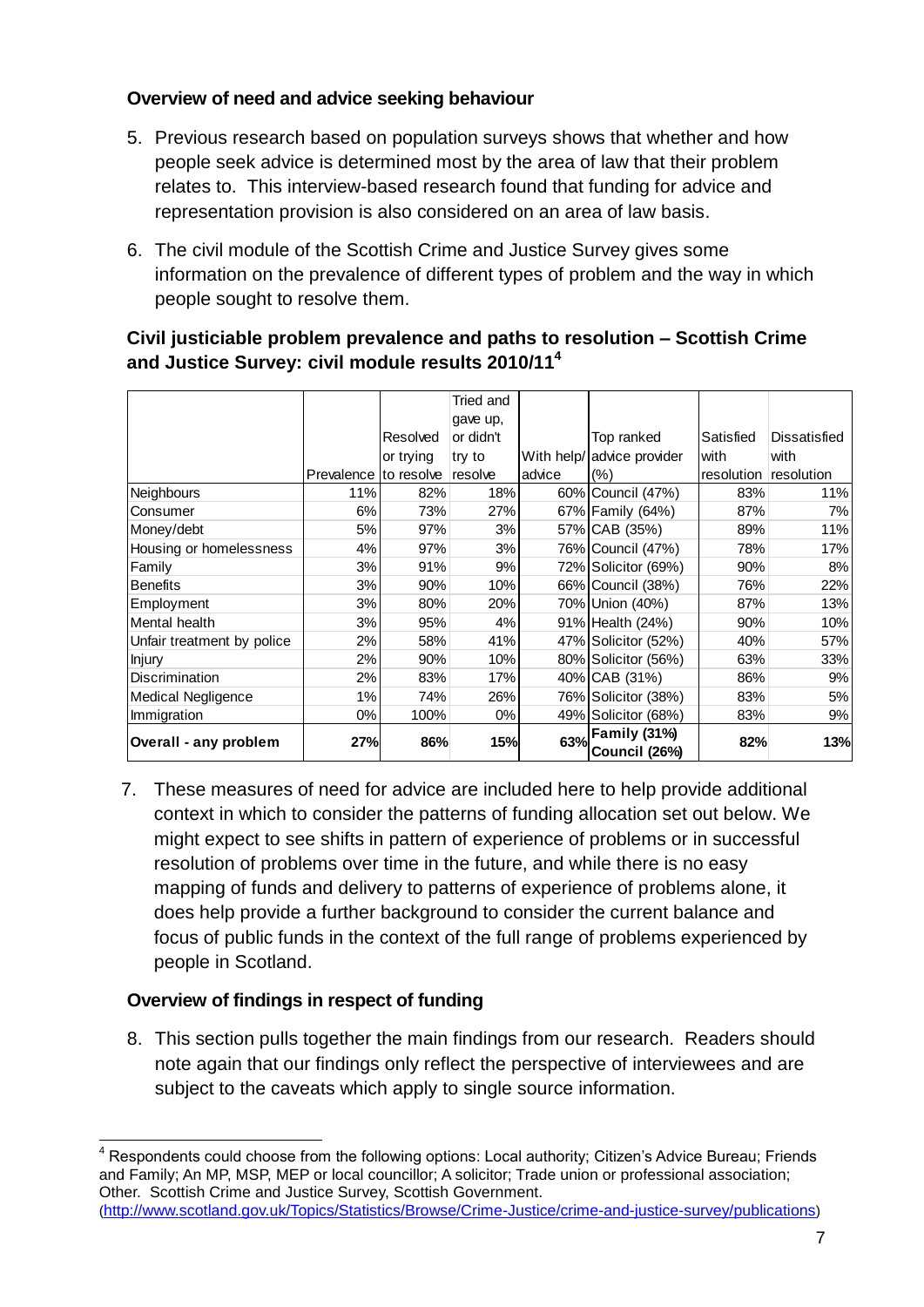### Overview of need and advice seeking behaviour

5. Previous research based on population surveys shows that whether and how people seek advice is determined most by the area of law that their problem relates to. This interview-based research found that funding for advice and representation provision is also considered on an area of law basis.

6. The civil module of the Scottish Crime and Justice Survey gives some information on the prevalence of different types of problem and the way in which people sought to resolve them.

### Civil justiciable problem prevalence and paths to resolution – Scottish Crime and Justice Survey: civil module results 2010/11[4]

| | Prevalence | Resolved or trying to resolve | Tried and gave up, or didn't try to resolve | With help/ advice | Top ranked advice provider (%) | Satisfied with resolution | Dissatisfied with resolution |
|---|---|---|---|---|---|---|---|
| Neighbours | 11% | 82% | 18% | 60% | Council (47%) | 83% | 11% |
| Consumer | 6% | 73% | 27% | 67% | Family (64%) | 87% | 7% |
| Money/debt | 5% | 97% | 3% | 57% | CAB (35%) | 89% | 11% |
| Housing or homelessness | 4% | 97% | 3% | 76% | Council (47%) | 78% | 17% |
| Family | 3% | 91% | 9% | 72% | Solicitor (69%) | 90% | 8% |
| Benefits | 3% | 90% | 10% | 66% | Council (38%) | 76% | 22% |
| Employment | 3% | 80% | 20% | 70% | Union (40%) | 87% | 13% |
| Mental health | 3% | 95% | 4% | 91% | Health (24%) | 90% | 10% |
| Unfair treatment by police | 2% | 58% | 41% | 47% | Solicitor (52%) | 40% | 57% |
| Injury | 2% | 90% | 10% | 80% | Solicitor (56%) | 63% | 33% |
| Discrimination | 2% | 83% | 17% | 40% | CAB (31%) | 86% | 9% |
| Medical Negligence | 1% | 74% | 26% | 76% | Solicitor (38%) | 83% | 5% |
| Immigration | 0% | 100% | 0% | 49% | Solicitor (68%) | 83% | 9% |
| **Overall - any problem** | **27%** | **86%** | **15%** | **63%** | **Family (31%) Council (26%)** | **82%** | **13%** |

7. These measures of need for advice are included here to help provide additional context in which to consider the patterns of funding allocation set out below. We might expect to see shifts in pattern of experience of problems or in successful resolution of problems over time in the future, and while there is no easy mapping of funds and delivery to patterns of experience of problems alone, it does help provide a further background to consider the current balance and focus of public funds in the context of the full range of problems experienced by people in Scotland.

### Overview of findings in respect of funding

8. This section pulls together the main findings from our research. Readers should note again that our findings only reflect the perspective of interviewees and are subject to the caveats which apply to single source information.

---

[4] Respondents could choose from the following options: Local authority; Citizen's Advice Bureau; Friends and Family; An MP, MSP, MEP or local councillor; A solicitor; Trade union or professional association; Other. Scottish Crime and Justice Survey, Scottish Government. (http://www.scotland.gov.uk/Topics/Statistics/Browse/Crime-Justice/crime-and-justice-survey/publications)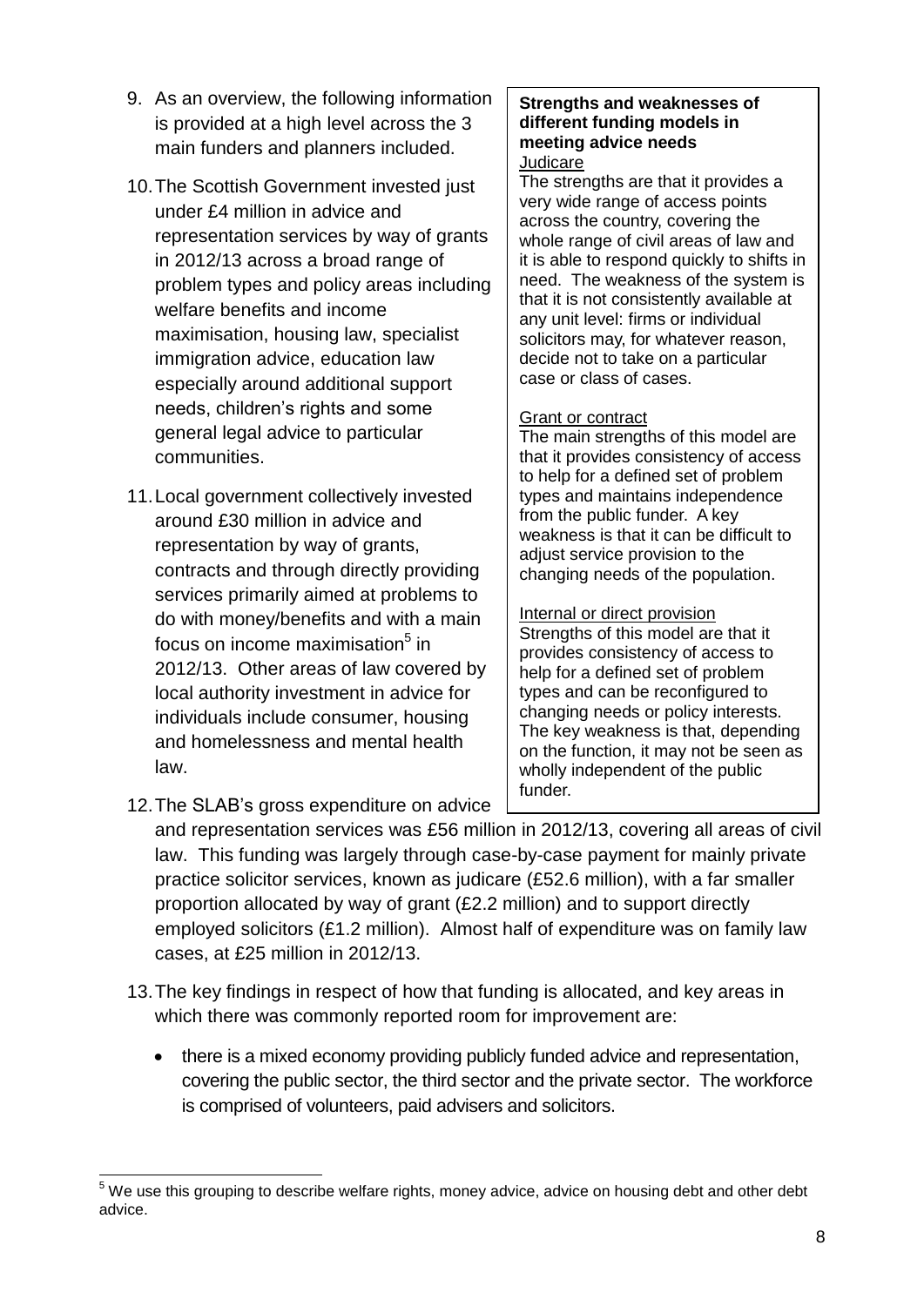9. As an overview, the following information is provided at a high level across the 3 main funders and planners included.

10. The Scottish Government invested just under £4 million in advice and representation services by way of grants in 2012/13 across a broad range of problem types and policy areas including welfare benefits and income maximisation, housing law, specialist immigration advice, education law especially around additional support needs, children's rights and some general legal advice to particular communities.

11. Local government collectively invested around £30 million in advice and representation by way of grants, contracts and through directly providing services primarily aimed at problems to do with money/benefits and with a main focus on income maximisation[5] in 2012/13. Other areas of law covered by local authority investment in advice for individuals include consumer, housing and homelessness and mental health law.

12. The SLAB's gross expenditure on advice and representation services was £56 million in 2012/13, covering all areas of civil law. This funding was largely through case-by-case payment for mainly private practice solicitor services, known as judicare (£52.6 million), with a far smaller proportion allocated by way of grant (£2.2 million) and to support directly employed solicitors (£1.2 million). Almost half of expenditure was on family law cases, at £25 million in 2012/13.

> **Strengths and weaknesses of different funding models in meeting advice needs**
>
> Judicare
>
> The strengths are that it provides a very wide range of access points across the country, covering the whole range of civil areas of law and it is able to respond quickly to shifts in need. The weakness of the system is that it is not consistently available at any unit level: firms or individual solicitors may, for whatever reason, decide not to take on a particular case or class of cases.
>
> Grant or contract
>
> The main strengths of this model are that it provides consistency of access to help for a defined set of problem types and maintains independence from the public funder. A key weakness is that it can be difficult to adjust service provision to the changing needs of the population.
>
> Internal or direct provision
>
> Strengths of this model are that it provides consistency of access to help for a defined set of problem types and can be reconfigured to changing needs or policy interests. The key weakness is that, depending on the function, it may not be seen as wholly independent of the public funder.

13. The key findings in respect of how that funding is allocated, and key areas in which there was commonly reported room for improvement are:

    - there is a mixed economy providing publicly funded advice and representation, covering the public sector, the third sector and the private sector. The workforce is comprised of volunteers, paid advisers and solicitors.

[5] We use this grouping to describe welfare rights, money advice, advice on housing debt and other debt advice.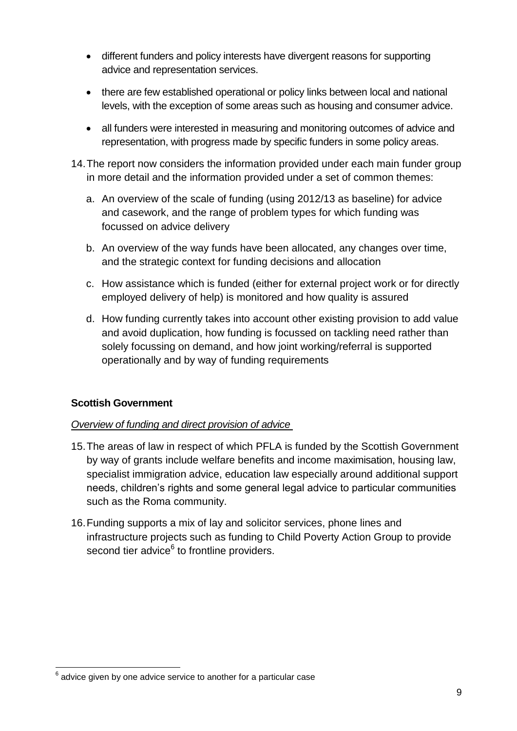- different funders and policy interests have divergent reasons for supporting advice and representation services.
- there are few established operational or policy links between local and national levels, with the exception of some areas such as housing and consumer advice.
- all funders were interested in measuring and monitoring outcomes of advice and representation, with progress made by specific funders in some policy areas.

14. The report now considers the information provided under each main funder group in more detail and the information provided under a set of common themes:

    a. An overview of the scale of funding (using 2012/13 as baseline) for advice and casework, and the range of problem types for which funding was focussed on advice delivery

    b. An overview of the way funds have been allocated, any changes over time, and the strategic context for funding decisions and allocation

    c. How assistance which is funded (either for external project work or for directly employed delivery of help) is monitored and how quality is assured

    d. How funding currently takes into account other existing provision to add value and avoid duplication, how funding is focussed on tackling need rather than solely focussing on demand, and how joint working/referral is supported operationally and by way of funding requirements

**Scottish Government**

*Overview of funding and direct provision of advice*

15. The areas of law in respect of which PFLA is funded by the Scottish Government by way of grants include welfare benefits and income maximisation, housing law, specialist immigration advice, education law especially around additional support needs, children's rights and some general legal advice to particular communities such as the Roma community.

16. Funding supports a mix of lay and solicitor services, phone lines and infrastructure projects such as funding to Child Poverty Action Group to provide second tier advice[6] to frontline providers.

[6] advice given by one advice service to another for a particular case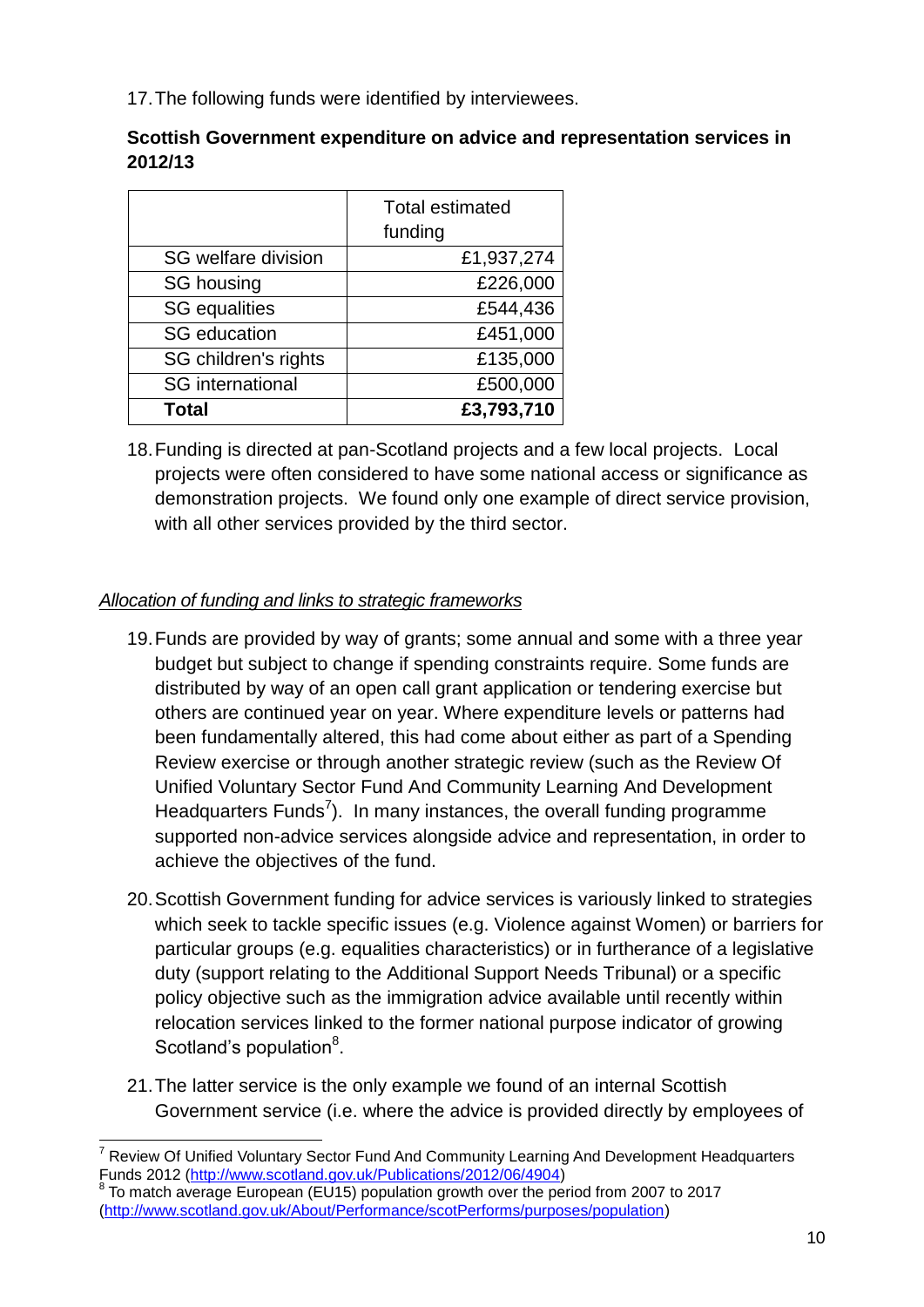17. The following funds were identified by interviewees.

**Scottish Government expenditure on advice and representation services in 2012/13**

| | Total estimated funding |
|---|---:|
| SG welfare division | £1,937,274 |
| SG housing | £226,000 |
| SG equalities | £544,436 |
| SG education | £451,000 |
| SG children's rights | £135,000 |
| SG international | £500,000 |
| **Total** | **£3,793,710** |

18. Funding is directed at pan-Scotland projects and a few local projects. Local projects were often considered to have some national access or significance as demonstration projects. We found only one example of direct service provision, with all other services provided by the third sector.

*Allocation of funding and links to strategic frameworks*

19. Funds are provided by way of grants; some annual and some with a three year budget but subject to change if spending constraints require. Some funds are distributed by way of an open call grant application or tendering exercise but others are continued year on year. Where expenditure levels or patterns had been fundamentally altered, this had come about either as part of a Spending Review exercise or through another strategic review (such as the Review Of Unified Voluntary Sector Fund And Community Learning And Development Headquarters Funds[7]). In many instances, the overall funding programme supported non-advice services alongside advice and representation, in order to achieve the objectives of the fund.

20. Scottish Government funding for advice services is variously linked to strategies which seek to tackle specific issues (e.g. Violence against Women) or barriers for particular groups (e.g. equalities characteristics) or in furtherance of a legislative duty (support relating to the Additional Support Needs Tribunal) or a specific policy objective such as the immigration advice available until recently within relocation services linked to the former national purpose indicator of growing Scotland's population[8].

21. The latter service is the only example we found of an internal Scottish Government service (i.e. where the advice is provided directly by employees of

---

[7] Review Of Unified Voluntary Sector Fund And Community Learning And Development Headquarters Funds 2012 (http://www.scotland.gov.uk/Publications/2012/06/4904)

[8] To match average European (EU15) population growth over the period from 2007 to 2017 (http://www.scotland.gov.uk/About/Performance/scotPerforms/purposes/population)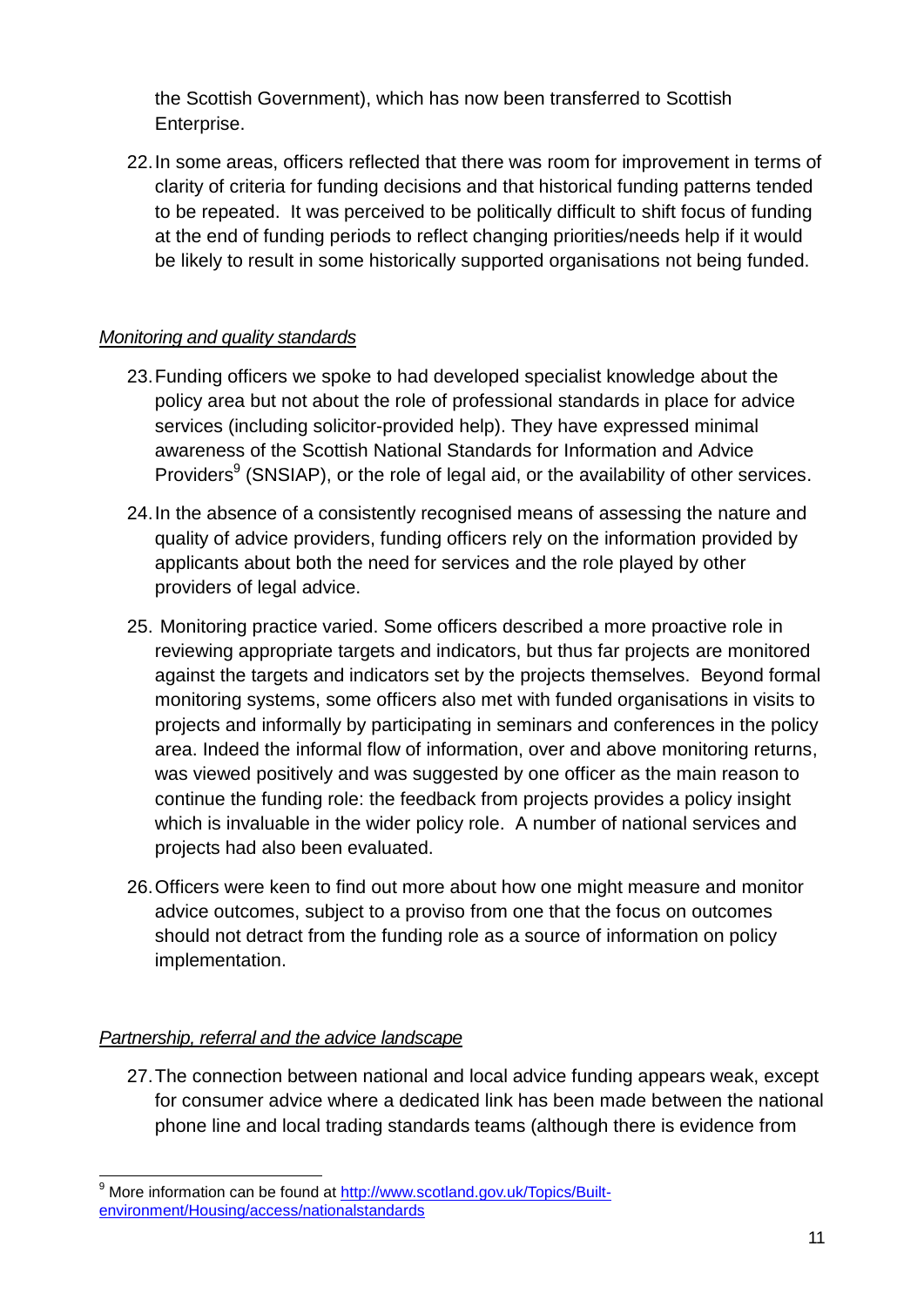the Scottish Government), which has now been transferred to Scottish Enterprise.

22. In some areas, officers reflected that there was room for improvement in terms of clarity of criteria for funding decisions and that historical funding patterns tended to be repeated. It was perceived to be politically difficult to shift focus of funding at the end of funding periods to reflect changing priorities/needs help if it would be likely to result in some historically supported organisations not being funded.

*Monitoring and quality standards*

23. Funding officers we spoke to had developed specialist knowledge about the policy area but not about the role of professional standards in place for advice services (including solicitor-provided help). They have expressed minimal awareness of the Scottish National Standards for Information and Advice Providers[9] (SNSIAP), or the role of legal aid, or the availability of other services.

24. In the absence of a consistently recognised means of assessing the nature and quality of advice providers, funding officers rely on the information provided by applicants about both the need for services and the role played by other providers of legal advice.

25. Monitoring practice varied. Some officers described a more proactive role in reviewing appropriate targets and indicators, but thus far projects are monitored against the targets and indicators set by the projects themselves. Beyond formal monitoring systems, some officers also met with funded organisations in visits to projects and informally by participating in seminars and conferences in the policy area. Indeed the informal flow of information, over and above monitoring returns, was viewed positively and was suggested by one officer as the main reason to continue the funding role: the feedback from projects provides a policy insight which is invaluable in the wider policy role. A number of national services and projects had also been evaluated.

26. Officers were keen to find out more about how one might measure and monitor advice outcomes, subject to a proviso from one that the focus on outcomes should not detract from the funding role as a source of information on policy implementation.

*Partnership, referral and the advice landscape*

27. The connection between national and local advice funding appears weak, except for consumer advice where a dedicated link has been made between the national phone line and local trading standards teams (although there is evidence from

[9] More information can be found at http://www.scotland.gov.uk/Topics/Built-environment/Housing/access/nationalstandards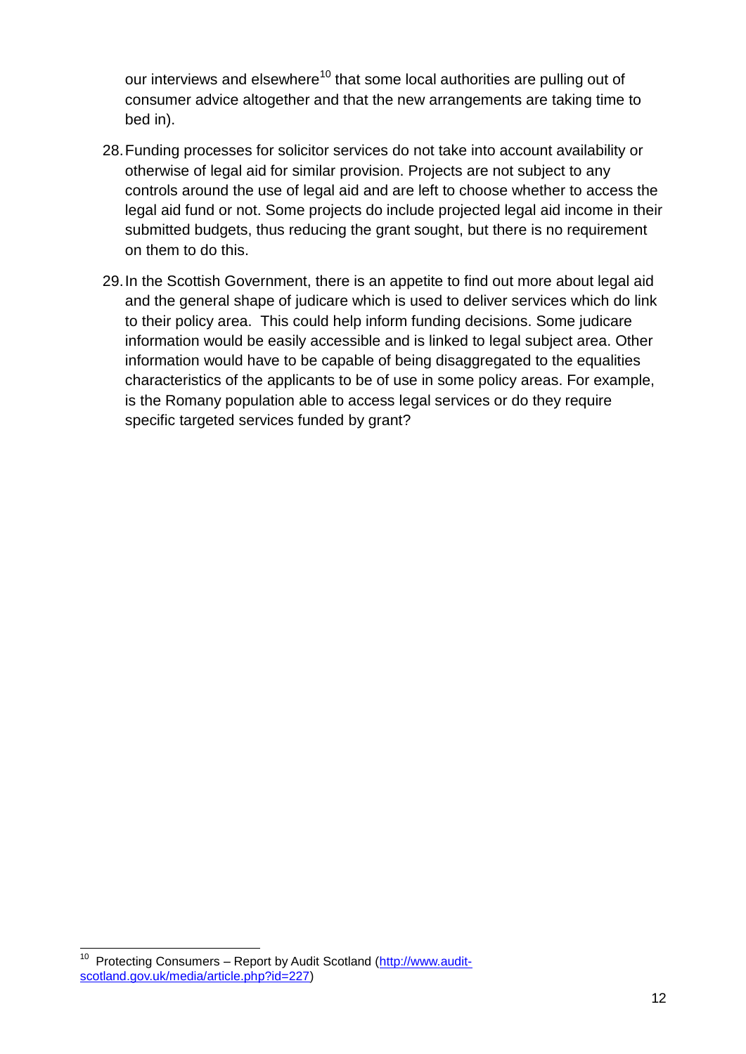our interviews and elsewhere[10] that some local authorities are pulling out of consumer advice altogether and that the new arrangements are taking time to bed in).

28. Funding processes for solicitor services do not take into account availability or otherwise of legal aid for similar provision. Projects are not subject to any controls around the use of legal aid and are left to choose whether to access the legal aid fund or not. Some projects do include projected legal aid income in their submitted budgets, thus reducing the grant sought, but there is no requirement on them to do this.

29. In the Scottish Government, there is an appetite to find out more about legal aid and the general shape of judicare which is used to deliver services which do link to their policy area. This could help inform funding decisions. Some judicare information would be easily accessible and is linked to legal subject area. Other information would have to be capable of being disaggregated to the equalities characteristics of the applicants to be of use in some policy areas. For example, is the Romany population able to access legal services or do they require specific targeted services funded by grant?

---

[10] Protecting Consumers – Report by Audit Scotland (http://www.audit-scotland.gov.uk/media/article.php?id=227)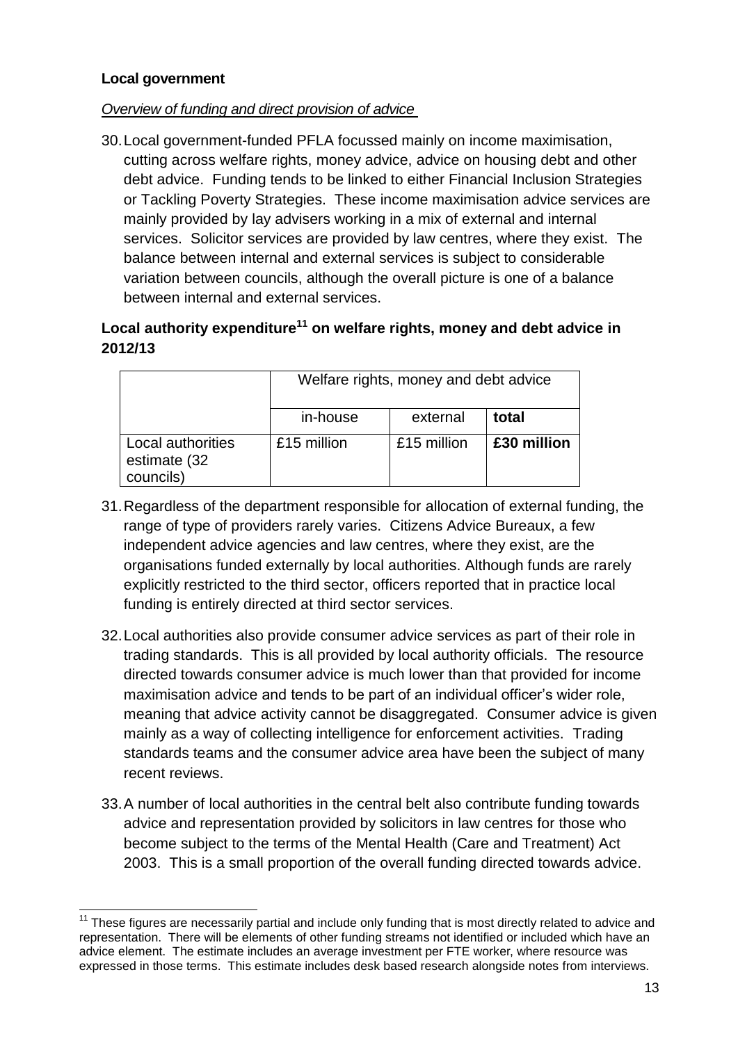**Local government**

*Overview of funding and direct provision of advice*

30. Local government-funded PFLA focussed mainly on income maximisation, cutting across welfare rights, money advice, advice on housing debt and other debt advice. Funding tends to be linked to either Financial Inclusion Strategies or Tackling Poverty Strategies. These income maximisation advice services are mainly provided by lay advisers working in a mix of external and internal services. Solicitor services are provided by law centres, where they exist. The balance between internal and external services is subject to considerable variation between councils, although the overall picture is one of a balance between internal and external services.

**Local authority expenditure[11] on welfare rights, money and debt advice in 2012/13**

| | Welfare rights, money and debt advice | | |
|---|---|---|---|
| | in-house | external | **total** |
| Local authorities estimate (32 councils) | £15 million | £15 million | **£30 million** |

31. Regardless of the department responsible for allocation of external funding, the range of type of providers rarely varies. Citizens Advice Bureaux, a few independent advice agencies and law centres, where they exist, are the organisations funded externally by local authorities. Although funds are rarely explicitly restricted to the third sector, officers reported that in practice local funding is entirely directed at third sector services.

32. Local authorities also provide consumer advice services as part of their role in trading standards. This is all provided by local authority officials. The resource directed towards consumer advice is much lower than that provided for income maximisation advice and tends to be part of an individual officer's wider role, meaning that advice activity cannot be disaggregated. Consumer advice is given mainly as a way of collecting intelligence for enforcement activities. Trading standards teams and the consumer advice area have been the subject of many recent reviews.

33. A number of local authorities in the central belt also contribute funding towards advice and representation provided by solicitors in law centres for those who become subject to the terms of the Mental Health (Care and Treatment) Act 2003. This is a small proportion of the overall funding directed towards advice.

[11] These figures are necessarily partial and include only funding that is most directly related to advice and representation. There will be elements of other funding streams not identified or included which have an advice element. The estimate includes an average investment per FTE worker, where resource was expressed in those terms. This estimate includes desk based research alongside notes from interviews.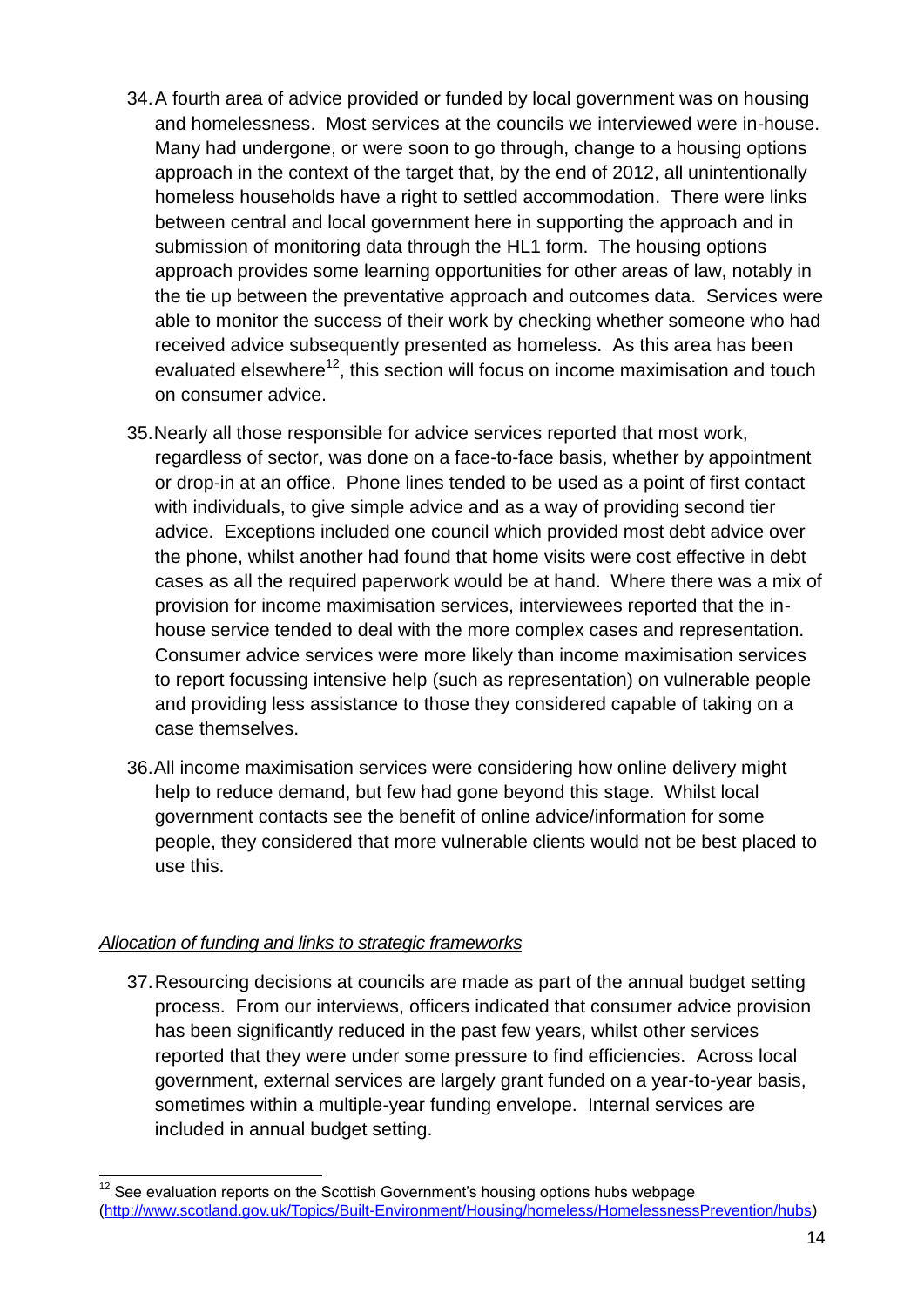34. A fourth area of advice provided or funded by local government was on housing and homelessness. Most services at the councils we interviewed were in-house. Many had undergone, or were soon to go through, change to a housing options approach in the context of the target that, by the end of 2012, all unintentionally homeless households have a right to settled accommodation. There were links between central and local government here in supporting the approach and in submission of monitoring data through the HL1 form. The housing options approach provides some learning opportunities for other areas of law, notably in the tie up between the preventative approach and outcomes data. Services were able to monitor the success of their work by checking whether someone who had received advice subsequently presented as homeless. As this area has been evaluated elsewhere[12], this section will focus on income maximisation and touch on consumer advice.

35. Nearly all those responsible for advice services reported that most work, regardless of sector, was done on a face-to-face basis, whether by appointment or drop-in at an office. Phone lines tended to be used as a point of first contact with individuals, to give simple advice and as a way of providing second tier advice. Exceptions included one council which provided most debt advice over the phone, whilst another had found that home visits were cost effective in debt cases as all the required paperwork would be at hand. Where there was a mix of provision for income maximisation services, interviewees reported that the in-house service tended to deal with the more complex cases and representation. Consumer advice services were more likely than income maximisation services to report focussing intensive help (such as representation) on vulnerable people and providing less assistance to those they considered capable of taking on a case themselves.

36. All income maximisation services were considering how online delivery might help to reduce demand, but few had gone beyond this stage. Whilst local government contacts see the benefit of online advice/information for some people, they considered that more vulnerable clients would not be best placed to use this.

*Allocation of funding and links to strategic frameworks*

37. Resourcing decisions at councils are made as part of the annual budget setting process. From our interviews, officers indicated that consumer advice provision has been significantly reduced in the past few years, whilst other services reported that they were under some pressure to find efficiencies. Across local government, external services are largely grant funded on a year-to-year basis, sometimes within a multiple-year funding envelope. Internal services are included in annual budget setting.

[12] See evaluation reports on the Scottish Government's housing options hubs webpage (http://www.scotland.gov.uk/Topics/Built-Environment/Housing/homeless/HomelessnessPrevention/hubs)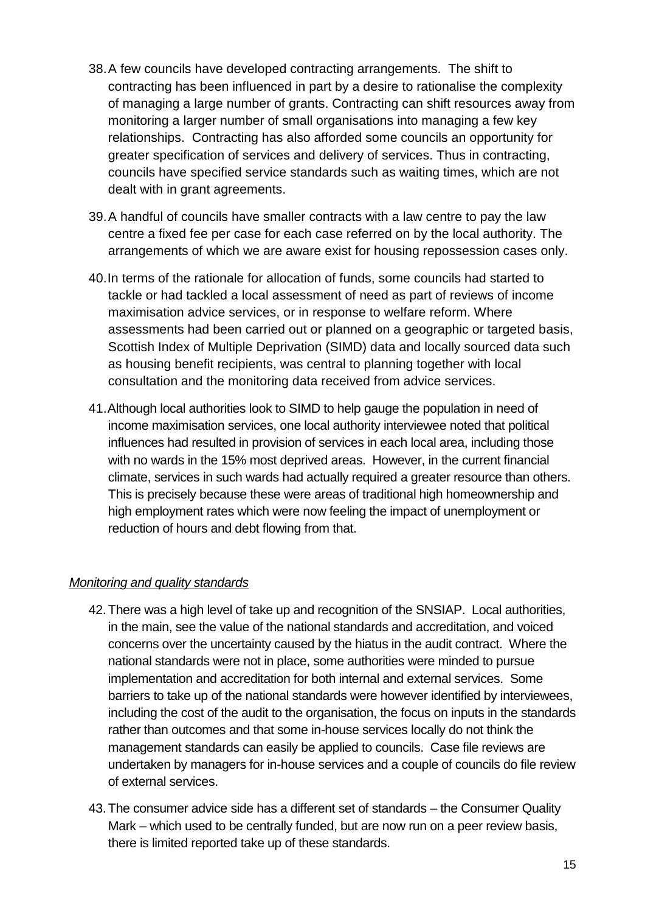38. A few councils have developed contracting arrangements. The shift to contracting has been influenced in part by a desire to rationalise the complexity of managing a large number of grants. Contracting can shift resources away from monitoring a larger number of small organisations into managing a few key relationships. Contracting has also afforded some councils an opportunity for greater specification of services and delivery of services. Thus in contracting, councils have specified service standards such as waiting times, which are not dealt with in grant agreements.

39. A handful of councils have smaller contracts with a law centre to pay the law centre a fixed fee per case for each case referred on by the local authority. The arrangements of which we are aware exist for housing repossession cases only.

40. In terms of the rationale for allocation of funds, some councils had started to tackle or had tackled a local assessment of need as part of reviews of income maximisation advice services, or in response to welfare reform. Where assessments had been carried out or planned on a geographic or targeted basis, Scottish Index of Multiple Deprivation (SIMD) data and locally sourced data such as housing benefit recipients, was central to planning together with local consultation and the monitoring data received from advice services.

41. Although local authorities look to SIMD to help gauge the population in need of income maximisation services, one local authority interviewee noted that political influences had resulted in provision of services in each local area, including those with no wards in the 15% most deprived areas. However, in the current financial climate, services in such wards had actually required a greater resource than others. This is precisely because these were areas of traditional high homeownership and high employment rates which were now feeling the impact of unemployment or reduction of hours and debt flowing from that.

*Monitoring and quality standards*

42. There was a high level of take up and recognition of the SNSIAP. Local authorities, in the main, see the value of the national standards and accreditation, and voiced concerns over the uncertainty caused by the hiatus in the audit contract. Where the national standards were not in place, some authorities were minded to pursue implementation and accreditation for both internal and external services. Some barriers to take up of the national standards were however identified by interviewees, including the cost of the audit to the organisation, the focus on inputs in the standards rather than outcomes and that some in-house services locally do not think the management standards can easily be applied to councils. Case file reviews are undertaken by managers for in-house services and a couple of councils do file review of external services.

43. The consumer advice side has a different set of standards – the Consumer Quality Mark – which used to be centrally funded, but are now run on a peer review basis, there is limited reported take up of these standards.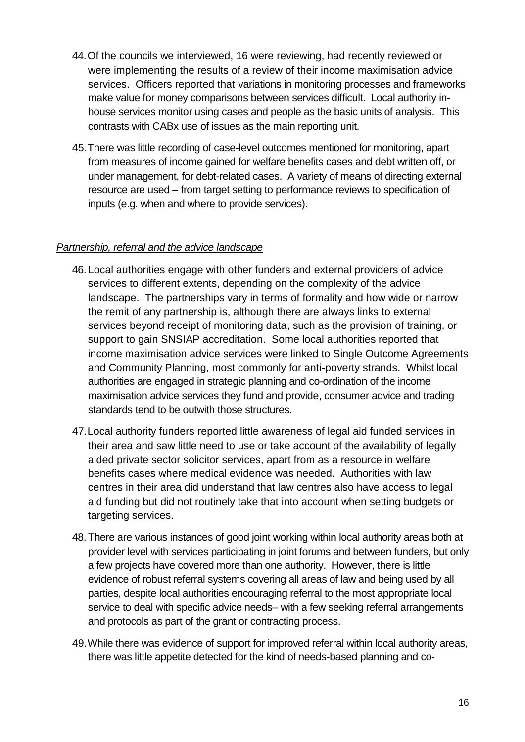44. Of the councils we interviewed, 16 were reviewing, had recently reviewed or were implementing the results of a review of their income maximisation advice services. Officers reported that variations in monitoring processes and frameworks make value for money comparisons between services difficult. Local authority in-house services monitor using cases and people as the basic units of analysis. This contrasts with CABx use of issues as the main reporting unit.

45. There was little recording of case-level outcomes mentioned for monitoring, apart from measures of income gained for welfare benefits cases and debt written off, or under management, for debt-related cases. A variety of means of directing external resource are used – from target setting to performance reviews to specification of inputs (e.g. when and where to provide services).

*Partnership, referral and the advice landscape*

46. Local authorities engage with other funders and external providers of advice services to different extents, depending on the complexity of the advice landscape. The partnerships vary in terms of formality and how wide or narrow the remit of any partnership is, although there are always links to external services beyond receipt of monitoring data, such as the provision of training, or support to gain SNSIAP accreditation. Some local authorities reported that income maximisation advice services were linked to Single Outcome Agreements and Community Planning, most commonly for anti-poverty strands. Whilst local authorities are engaged in strategic planning and co-ordination of the income maximisation advice services they fund and provide, consumer advice and trading standards tend to be outwith those structures.

47. Local authority funders reported little awareness of legal aid funded services in their area and saw little need to use or take account of the availability of legally aided private sector solicitor services, apart from as a resource in welfare benefits cases where medical evidence was needed. Authorities with law centres in their area did understand that law centres also have access to legal aid funding but did not routinely take that into account when setting budgets or targeting services.

48. There are various instances of good joint working within local authority areas both at provider level with services participating in joint forums and between funders, but only a few projects have covered more than one authority. However, there is little evidence of robust referral systems covering all areas of law and being used by all parties, despite local authorities encouraging referral to the most appropriate local service to deal with specific advice needs– with a few seeking referral arrangements and protocols as part of the grant or contracting process.

49. While there was evidence of support for improved referral within local authority areas, there was little appetite detected for the kind of needs-based planning and co-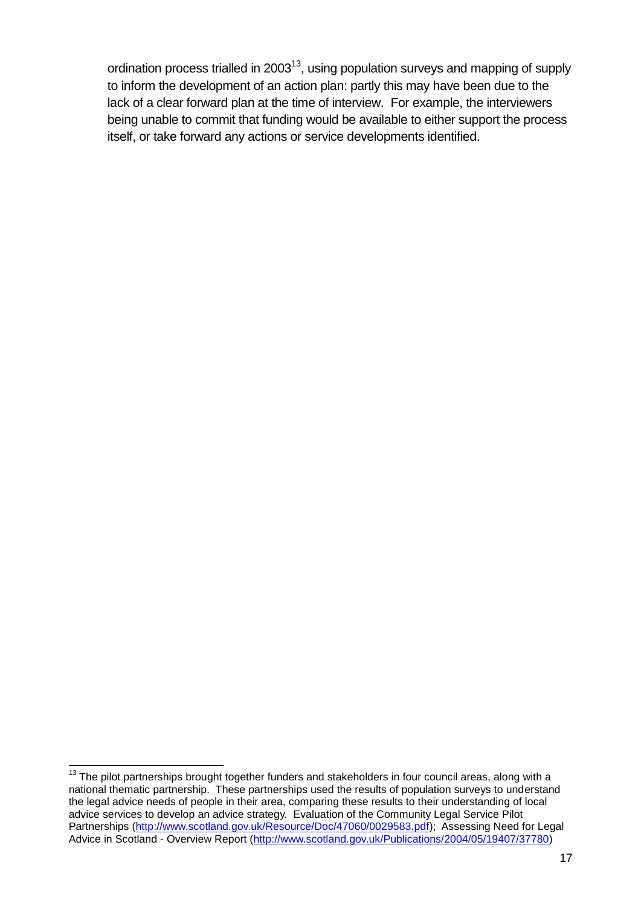ordination process trialled in 2003[13], using population surveys and mapping of supply to inform the development of an action plan: partly this may have been due to the lack of a clear forward plan at the time of interview. For example, the interviewers being unable to commit that funding would be available to either support the process itself, or take forward any actions or service developments identified.

---

[13] The pilot partnerships brought together funders and stakeholders in four council areas, along with a national thematic partnership. These partnerships used the results of population surveys to understand the legal advice needs of people in their area, comparing these results to their understanding of local advice services to develop an advice strategy. Evaluation of the Community Legal Service Pilot Partnerships (http://www.scotland.gov.uk/Resource/Doc/47060/0029583.pdf); Assessing Need for Legal Advice in Scotland - Overview Report (http://www.scotland.gov.uk/Publications/2004/05/19407/37780)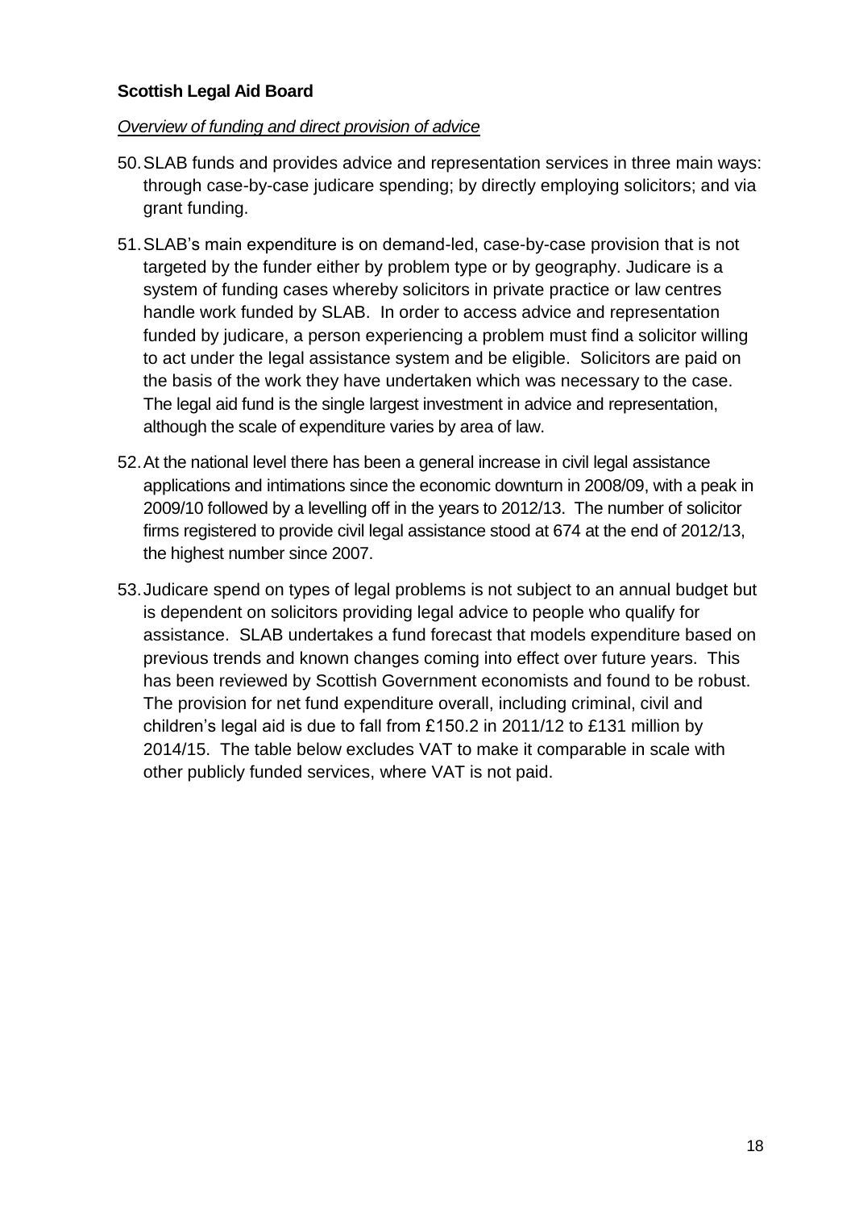**Scottish Legal Aid Board**

*Overview of funding and direct provision of advice*

50. SLAB funds and provides advice and representation services in three main ways: through case-by-case judicare spending; by directly employing solicitors; and via grant funding.

51. SLAB's main expenditure is on demand-led, case-by-case provision that is not targeted by the funder either by problem type or by geography. Judicare is a system of funding cases whereby solicitors in private practice or law centres handle work funded by SLAB. In order to access advice and representation funded by judicare, a person experiencing a problem must find a solicitor willing to act under the legal assistance system and be eligible. Solicitors are paid on the basis of the work they have undertaken which was necessary to the case. The legal aid fund is the single largest investment in advice and representation, although the scale of expenditure varies by area of law.

52. At the national level there has been a general increase in civil legal assistance applications and intimations since the economic downturn in 2008/09, with a peak in 2009/10 followed by a levelling off in the years to 2012/13. The number of solicitor firms registered to provide civil legal assistance stood at 674 at the end of 2012/13, the highest number since 2007.

53. Judicare spend on types of legal problems is not subject to an annual budget but is dependent on solicitors providing legal advice to people who qualify for assistance. SLAB undertakes a fund forecast that models expenditure based on previous trends and known changes coming into effect over future years. This has been reviewed by Scottish Government economists and found to be robust. The provision for net fund expenditure overall, including criminal, civil and children's legal aid is due to fall from £150.2 in 2011/12 to £131 million by 2014/15. The table below excludes VAT to make it comparable in scale with other publicly funded services, where VAT is not paid.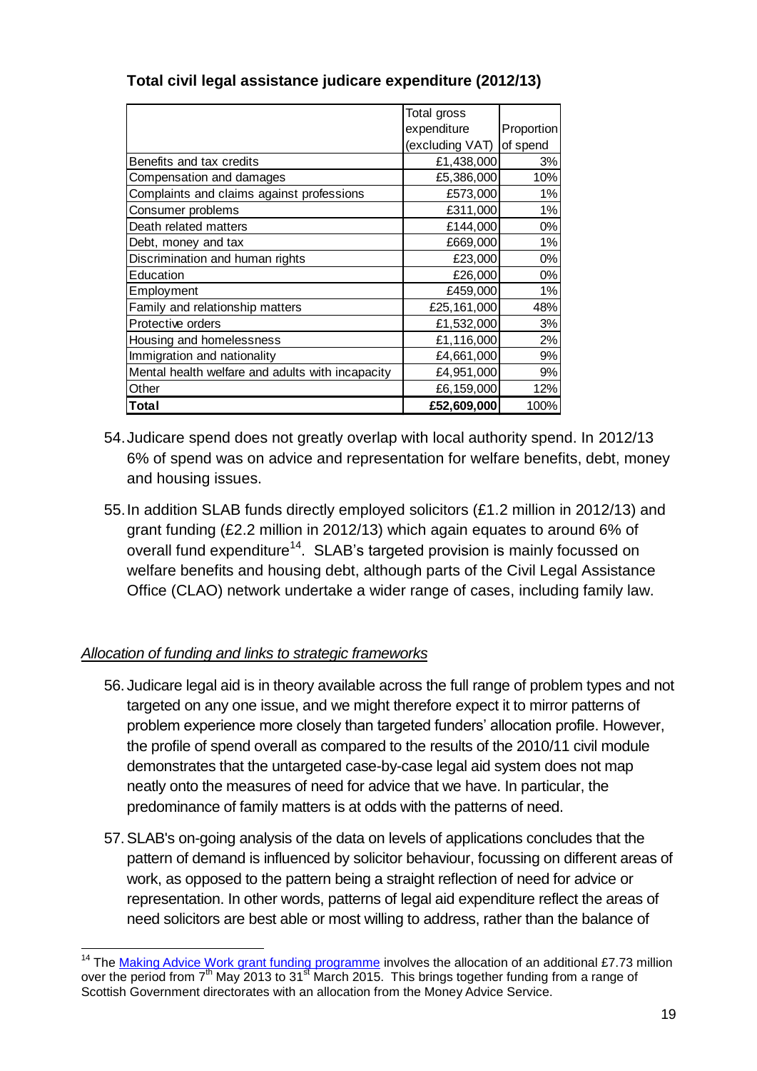**Total civil legal assistance judicare expenditure (2012/13)**

| | Total gross expenditure (excluding VAT) | Proportion of spend |
|---|---|---|
| Benefits and tax credits | £1,438,000 | 3% |
| Compensation and damages | £5,386,000 | 10% |
| Complaints and claims against professions | £573,000 | 1% |
| Consumer problems | £311,000 | 1% |
| Death related matters | £144,000 | 0% |
| Debt, money and tax | £669,000 | 1% |
| Discrimination and human rights | £23,000 | 0% |
| Education | £26,000 | 0% |
| Employment | £459,000 | 1% |
| Family and relationship matters | £25,161,000 | 48% |
| Protective orders | £1,532,000 | 3% |
| Housing and homelessness | £1,116,000 | 2% |
| Immigration and nationality | £4,661,000 | 9% |
| Mental health welfare and adults with incapacity | £4,951,000 | 9% |
| Other | £6,159,000 | 12% |
| **Total** | **£52,609,000** | **100%** |

54. Judicare spend does not greatly overlap with local authority spend. In 2012/13 6% of spend was on advice and representation for welfare benefits, debt, money and housing issues.

55. In addition SLAB funds directly employed solicitors (£1.2 million in 2012/13) and grant funding (£2.2 million in 2012/13) which again equates to around 6% of overall fund expenditure[14]. SLAB's targeted provision is mainly focussed on welfare benefits and housing debt, although parts of the Civil Legal Assistance Office (CLAO) network undertake a wider range of cases, including family law.

*Allocation of funding and links to strategic frameworks*

56. Judicare legal aid is in theory available across the full range of problem types and not targeted on any one issue, and we might therefore expect it to mirror patterns of problem experience more closely than targeted funders' allocation profile. However, the profile of spend overall as compared to the results of the 2010/11 civil module demonstrates that the untargeted case-by-case legal aid system does not map neatly onto the measures of need for advice that we have. In particular, the predominance of family matters is at odds with the patterns of need.

57. SLAB's on-going analysis of the data on levels of applications concludes that the pattern of demand is influenced by solicitor behaviour, focussing on different areas of work, as opposed to the pattern being a straight reflection of need for advice or representation. In other words, patterns of legal aid expenditure reflect the areas of need solicitors are best able or most willing to address, rather than the balance of

[14] The Making Advice Work grant funding programme involves the allocation of an additional £7.73 million over the period from 7th May 2013 to 31st March 2015. This brings together funding from a range of Scottish Government directorates with an allocation from the Money Advice Service.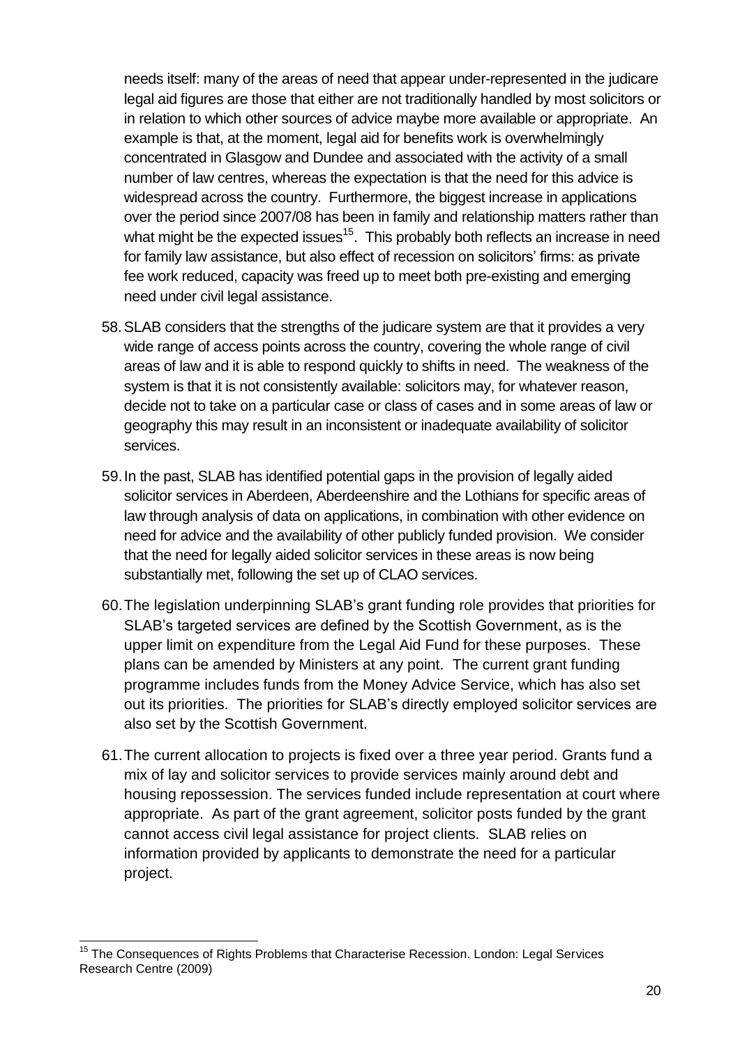needs itself: many of the areas of need that appear under-represented in the judicare legal aid figures are those that either are not traditionally handled by most solicitors or in relation to which other sources of advice maybe more available or appropriate. An example is that, at the moment, legal aid for benefits work is overwhelmingly concentrated in Glasgow and Dundee and associated with the activity of a small number of law centres, whereas the expectation is that the need for this advice is widespread across the country. Furthermore, the biggest increase in applications over the period since 2007/08 has been in family and relationship matters rather than what might be the expected issues[15]. This probably both reflects an increase in need for family law assistance, but also effect of recession on solicitors' firms: as private fee work reduced, capacity was freed up to meet both pre-existing and emerging need under civil legal assistance.

58. SLAB considers that the strengths of the judicare system are that it provides a very wide range of access points across the country, covering the whole range of civil areas of law and it is able to respond quickly to shifts in need. The weakness of the system is that it is not consistently available: solicitors may, for whatever reason, decide not to take on a particular case or class of cases and in some areas of law or geography this may result in an inconsistent or inadequate availability of solicitor services.

59. In the past, SLAB has identified potential gaps in the provision of legally aided solicitor services in Aberdeen, Aberdeenshire and the Lothians for specific areas of law through analysis of data on applications, in combination with other evidence on need for advice and the availability of other publicly funded provision. We consider that the need for legally aided solicitor services in these areas is now being substantially met, following the set up of CLAO services.

60. The legislation underpinning SLAB's grant funding role provides that priorities for SLAB's targeted services are defined by the Scottish Government, as is the upper limit on expenditure from the Legal Aid Fund for these purposes. These plans can be amended by Ministers at any point. The current grant funding programme includes funds from the Money Advice Service, which has also set out its priorities. The priorities for SLAB's directly employed solicitor services are also set by the Scottish Government.

61. The current allocation to projects is fixed over a three year period. Grants fund a mix of lay and solicitor services to provide services mainly around debt and housing repossession. The services funded include representation at court where appropriate. As part of the grant agreement, solicitor posts funded by the grant cannot access civil legal assistance for project clients. SLAB relies on information provided by applicants to demonstrate the need for a particular project.

---

[15] The Consequences of Rights Problems that Characterise Recession. London: Legal Services Research Centre (2009)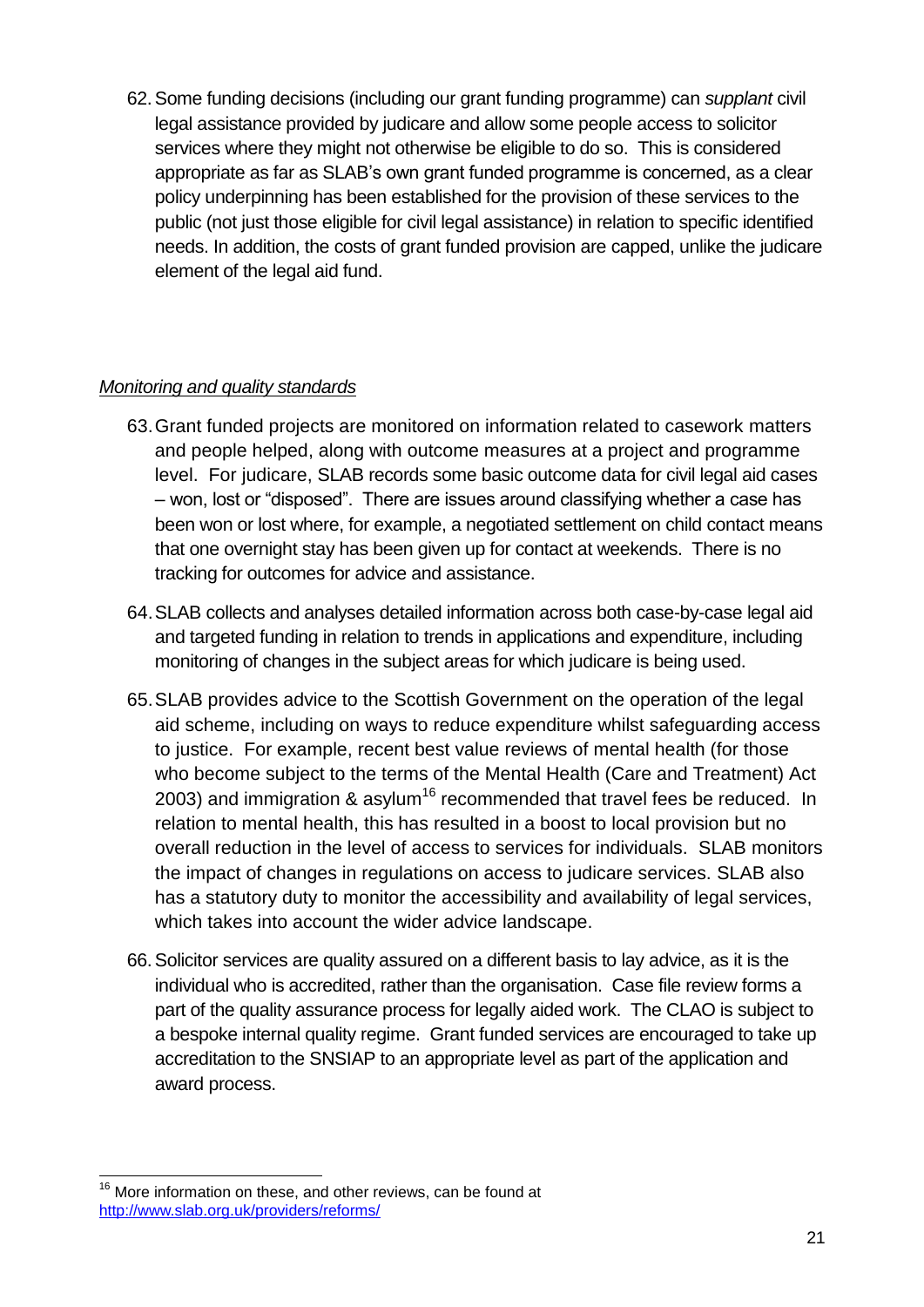62. Some funding decisions (including our grant funding programme) can *supplant* civil legal assistance provided by judicare and allow some people access to solicitor services where they might not otherwise be eligible to do so. This is considered appropriate as far as SLAB's own grant funded programme is concerned, as a clear policy underpinning has been established for the provision of these services to the public (not just those eligible for civil legal assistance) in relation to specific identified needs. In addition, the costs of grant funded provision are capped, unlike the judicare element of the legal aid fund.

*Monitoring and quality standards*

63. Grant funded projects are monitored on information related to casework matters and people helped, along with outcome measures at a project and programme level. For judicare, SLAB records some basic outcome data for civil legal aid cases – won, lost or "disposed". There are issues around classifying whether a case has been won or lost where, for example, a negotiated settlement on child contact means that one overnight stay has been given up for contact at weekends. There is no tracking for outcomes for advice and assistance.

64. SLAB collects and analyses detailed information across both case-by-case legal aid and targeted funding in relation to trends in applications and expenditure, including monitoring of changes in the subject areas for which judicare is being used.

65. SLAB provides advice to the Scottish Government on the operation of the legal aid scheme, including on ways to reduce expenditure whilst safeguarding access to justice. For example, recent best value reviews of mental health (for those who become subject to the terms of the Mental Health (Care and Treatment) Act 2003) and immigration & asylum[16] recommended that travel fees be reduced. In relation to mental health, this has resulted in a boost to local provision but no overall reduction in the level of access to services for individuals. SLAB monitors the impact of changes in regulations on access to judicare services. SLAB also has a statutory duty to monitor the accessibility and availability of legal services, which takes into account the wider advice landscape.

66. Solicitor services are quality assured on a different basis to lay advice, as it is the individual who is accredited, rather than the organisation. Case file review forms a part of the quality assurance process for legally aided work. The CLAO is subject to a bespoke internal quality regime. Grant funded services are encouraged to take up accreditation to the SNSIAP to an appropriate level as part of the application and award process.

---

[16] More information on these, and other reviews, can be found at http://www.slab.org.uk/providers/reforms/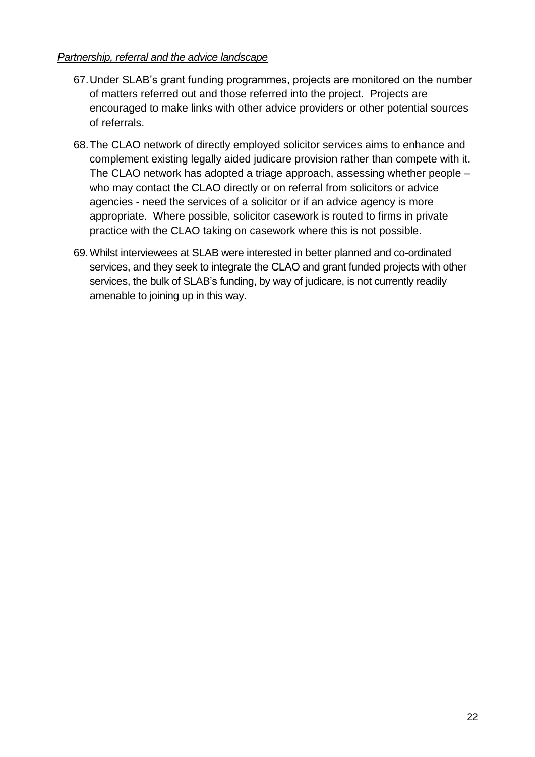*Partnership, referral and the advice landscape*

67. Under SLAB's grant funding programmes, projects are monitored on the number of matters referred out and those referred into the project. Projects are encouraged to make links with other advice providers or other potential sources of referrals.

68. The CLAO network of directly employed solicitor services aims to enhance and complement existing legally aided judicare provision rather than compete with it. The CLAO network has adopted a triage approach, assessing whether people – who may contact the CLAO directly or on referral from solicitors or advice agencies - need the services of a solicitor or if an advice agency is more appropriate. Where possible, solicitor casework is routed to firms in private practice with the CLAO taking on casework where this is not possible.

69. Whilst interviewees at SLAB were interested in better planned and co-ordinated services, and they seek to integrate the CLAO and grant funded projects with other services, the bulk of SLAB's funding, by way of judicare, is not currently readily amenable to joining up in this way.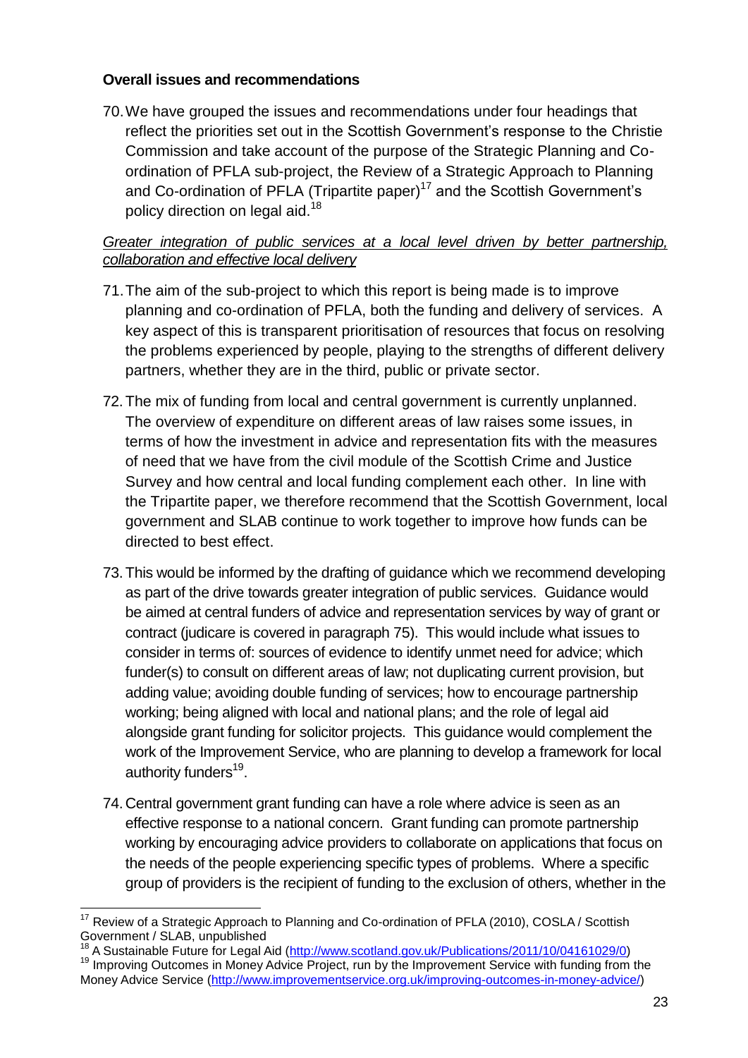## Overall issues and recommendations

70. We have grouped the issues and recommendations under four headings that reflect the priorities set out in the Scottish Government's response to the Christie Commission and take account of the purpose of the Strategic Planning and Co-ordination of PFLA sub-project, the Review of a Strategic Approach to Planning and Co-ordination of PFLA (Tripartite paper)[17] and the Scottish Government's policy direction on legal aid.[18]

*Greater integration of public services at a local level driven by better partnership, collaboration and effective local delivery*

71. The aim of the sub-project to which this report is being made is to improve planning and co-ordination of PFLA, both the funding and delivery of services. A key aspect of this is transparent prioritisation of resources that focus on resolving the problems experienced by people, playing to the strengths of different delivery partners, whether they are in the third, public or private sector.

72. The mix of funding from local and central government is currently unplanned. The overview of expenditure on different areas of law raises some issues, in terms of how the investment in advice and representation fits with the measures of need that we have from the civil module of the Scottish Crime and Justice Survey and how central and local funding complement each other. In line with the Tripartite paper, we therefore recommend that the Scottish Government, local government and SLAB continue to work together to improve how funds can be directed to best effect.

73. This would be informed by the drafting of guidance which we recommend developing as part of the drive towards greater integration of public services. Guidance would be aimed at central funders of advice and representation services by way of grant or contract (judicare is covered in paragraph 75). This would include what issues to consider in terms of: sources of evidence to identify unmet need for advice; which funder(s) to consult on different areas of law; not duplicating current provision, but adding value; avoiding double funding of services; how to encourage partnership working; being aligned with local and national plans; and the role of legal aid alongside grant funding for solicitor projects. This guidance would complement the work of the Improvement Service, who are planning to develop a framework for local authority funders[19].

74. Central government grant funding can have a role where advice is seen as an effective response to a national concern. Grant funding can promote partnership working by encouraging advice providers to collaborate on applications that focus on the needs of the people experiencing specific types of problems. Where a specific group of providers is the recipient of funding to the exclusion of others, whether in the

---

[17] Review of a Strategic Approach to Planning and Co-ordination of PFLA (2010), COSLA / Scottish Government / SLAB, unpublished

[18] A Sustainable Future for Legal Aid (http://www.scotland.gov.uk/Publications/2011/10/04161029/0)

[19] Improving Outcomes in Money Advice Project, run by the Improvement Service with funding from the Money Advice Service (http://www.improvementservice.org.uk/improving-outcomes-in-money-advice/)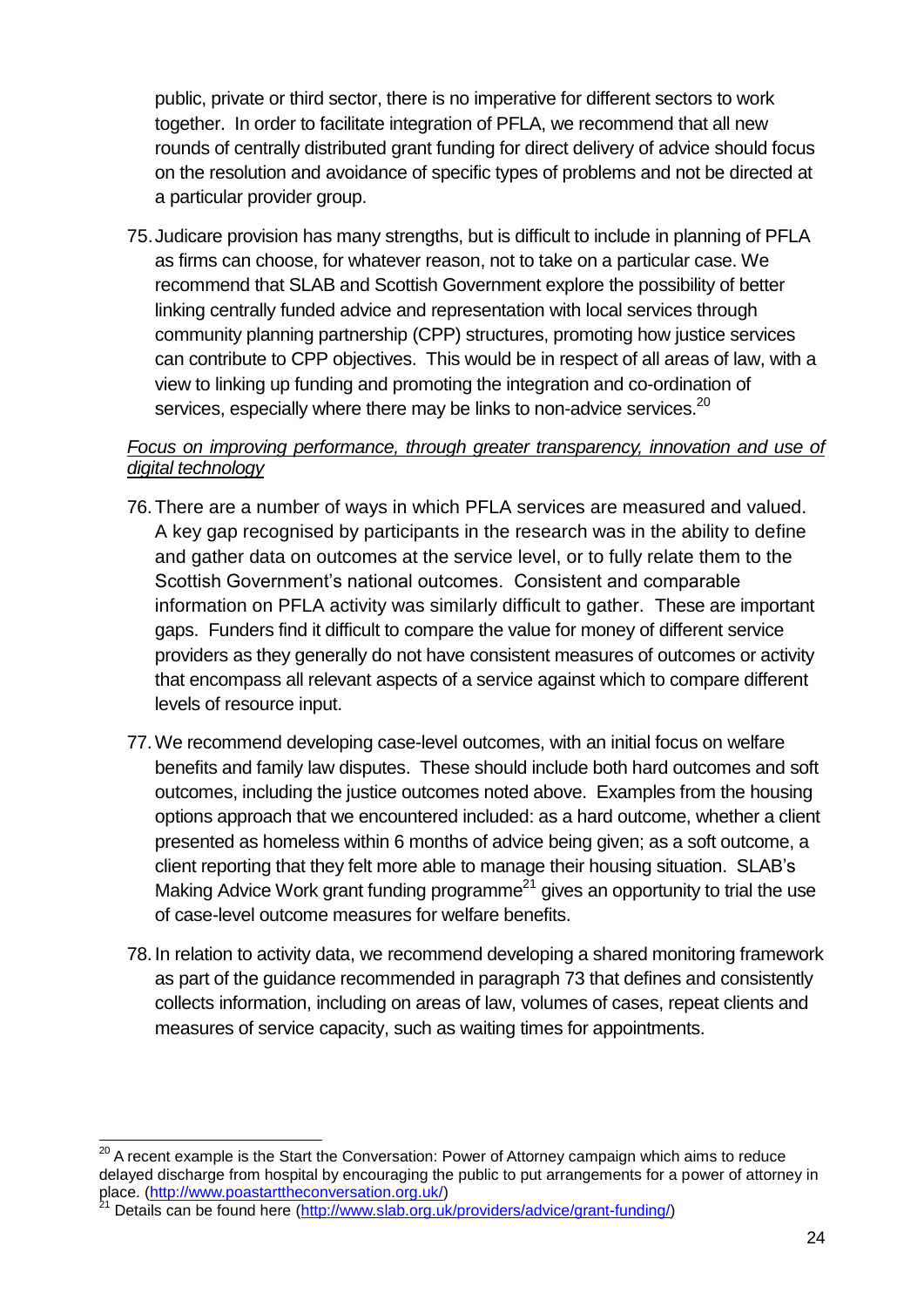public, private or third sector, there is no imperative for different sectors to work together. In order to facilitate integration of PFLA, we recommend that all new rounds of centrally distributed grant funding for direct delivery of advice should focus on the resolution and avoidance of specific types of problems and not be directed at a particular provider group.

75. Judicare provision has many strengths, but is difficult to include in planning of PFLA as firms can choose, for whatever reason, not to take on a particular case. We recommend that SLAB and Scottish Government explore the possibility of better linking centrally funded advice and representation with local services through community planning partnership (CPP) structures, promoting how justice services can contribute to CPP objectives. This would be in respect of all areas of law, with a view to linking up funding and promoting the integration and co-ordination of services, especially where there may be links to non-advice services.[20]

*Focus on improving performance, through greater transparency, innovation and use of digital technology*

76. There are a number of ways in which PFLA services are measured and valued. A key gap recognised by participants in the research was in the ability to define and gather data on outcomes at the service level, or to fully relate them to the Scottish Government's national outcomes. Consistent and comparable information on PFLA activity was similarly difficult to gather. These are important gaps. Funders find it difficult to compare the value for money of different service providers as they generally do not have consistent measures of outcomes or activity that encompass all relevant aspects of a service against which to compare different levels of resource input.

77. We recommend developing case-level outcomes, with an initial focus on welfare benefits and family law disputes. These should include both hard outcomes and soft outcomes, including the justice outcomes noted above. Examples from the housing options approach that we encountered included: as a hard outcome, whether a client presented as homeless within 6 months of advice being given; as a soft outcome, a client reporting that they felt more able to manage their housing situation. SLAB's Making Advice Work grant funding programme[21] gives an opportunity to trial the use of case-level outcome measures for welfare benefits.

78. In relation to activity data, we recommend developing a shared monitoring framework as part of the guidance recommended in paragraph 73 that defines and consistently collects information, including on areas of law, volumes of cases, repeat clients and measures of service capacity, such as waiting times for appointments.

---

[20] A recent example is the Start the Conversation: Power of Attorney campaign which aims to reduce delayed discharge from hospital by encouraging the public to put arrangements for a power of attorney in place. (http://www.poastarttheconversation.org.uk/)

[21] Details can be found here (http://www.slab.org.uk/providers/advice/grant-funding/)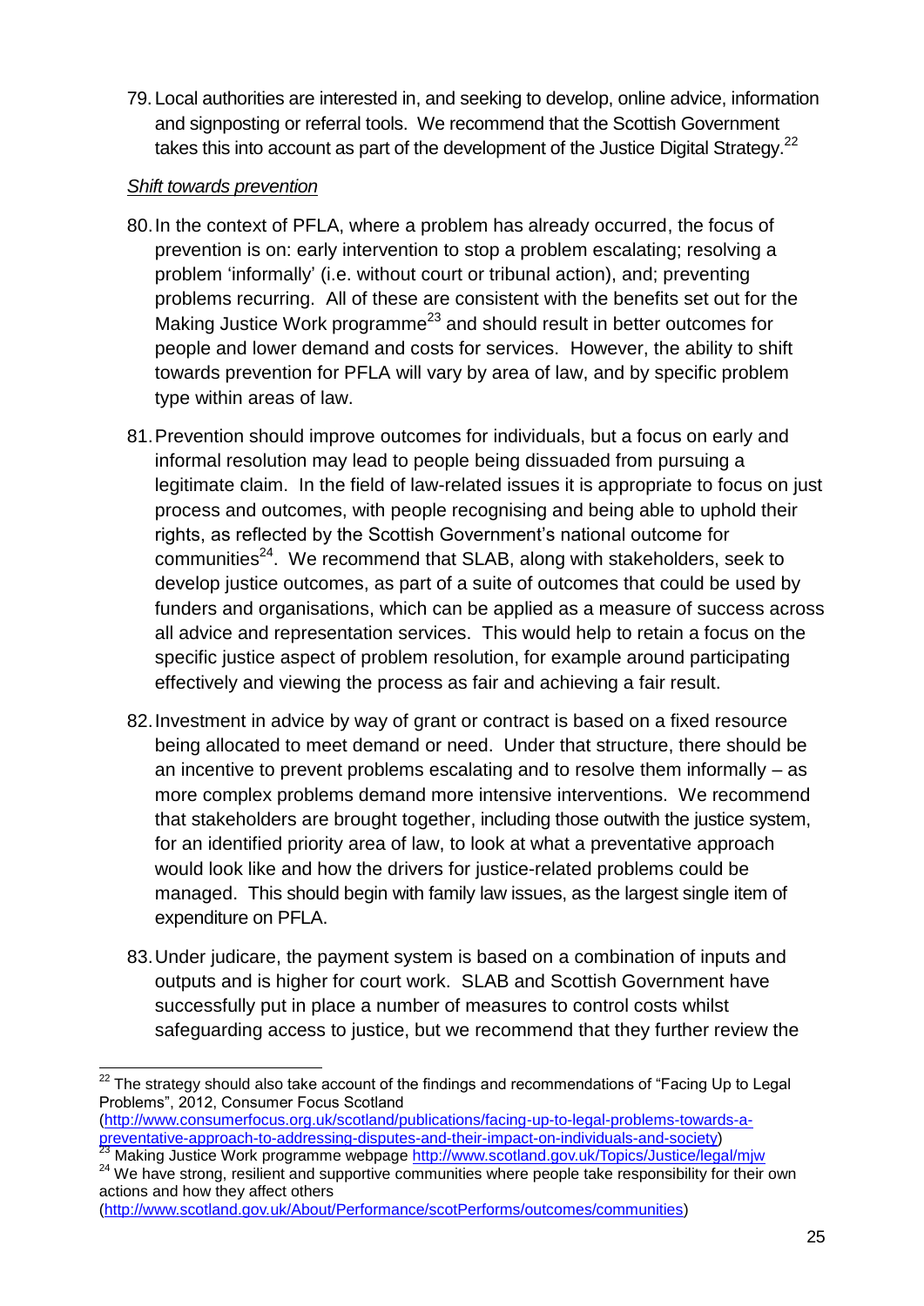79. Local authorities are interested in, and seeking to develop, online advice, information and signposting or referral tools. We recommend that the Scottish Government takes this into account as part of the development of the Justice Digital Strategy.[22]

*Shift towards prevention*

80. In the context of PFLA, where a problem has already occurred, the focus of prevention is on: early intervention to stop a problem escalating; resolving a problem 'informally' (i.e. without court or tribunal action), and; preventing problems recurring. All of these are consistent with the benefits set out for the Making Justice Work programme[23] and should result in better outcomes for people and lower demand and costs for services. However, the ability to shift towards prevention for PFLA will vary by area of law, and by specific problem type within areas of law.

81. Prevention should improve outcomes for individuals, but a focus on early and informal resolution may lead to people being dissuaded from pursuing a legitimate claim. In the field of law-related issues it is appropriate to focus on just process and outcomes, with people recognising and being able to uphold their rights, as reflected by the Scottish Government's national outcome for communities[24]. We recommend that SLAB, along with stakeholders, seek to develop justice outcomes, as part of a suite of outcomes that could be used by funders and organisations, which can be applied as a measure of success across all advice and representation services. This would help to retain a focus on the specific justice aspect of problem resolution, for example around participating effectively and viewing the process as fair and achieving a fair result.

82. Investment in advice by way of grant or contract is based on a fixed resource being allocated to meet demand or need. Under that structure, there should be an incentive to prevent problems escalating and to resolve them informally – as more complex problems demand more intensive interventions. We recommend that stakeholders are brought together, including those outwith the justice system, for an identified priority area of law, to look at what a preventative approach would look like and how the drivers for justice-related problems could be managed. This should begin with family law issues, as the largest single item of expenditure on PFLA.

83. Under judicare, the payment system is based on a combination of inputs and outputs and is higher for court work. SLAB and Scottish Government have successfully put in place a number of measures to control costs whilst safeguarding access to justice, but we recommend that they further review the

---

[22] The strategy should also take account of the findings and recommendations of "Facing Up to Legal Problems", 2012, Consumer Focus Scotland (http://www.consumerfocus.org.uk/scotland/publications/facing-up-to-legal-problems-towards-a-preventative-approach-to-addressing-disputes-and-their-impact-on-individuals-and-society)

[23] Making Justice Work programme webpage http://www.scotland.gov.uk/Topics/Justice/legal/mjw

[24] We have strong, resilient and supportive communities where people take responsibility for their own actions and how they affect others (http://www.scotland.gov.uk/About/Performance/scotPerforms/outcomes/communities)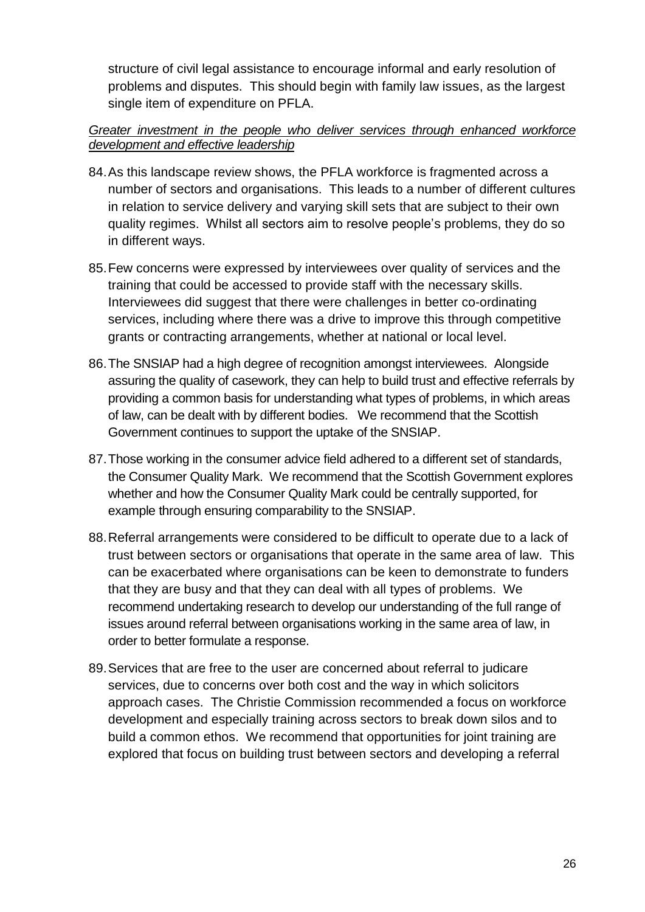structure of civil legal assistance to encourage informal and early resolution of problems and disputes. This should begin with family law issues, as the largest single item of expenditure on PFLA.

*Greater investment in the people who deliver services through enhanced workforce development and effective leadership*

84. As this landscape review shows, the PFLA workforce is fragmented across a number of sectors and organisations. This leads to a number of different cultures in relation to service delivery and varying skill sets that are subject to their own quality regimes. Whilst all sectors aim to resolve people's problems, they do so in different ways.

85. Few concerns were expressed by interviewees over quality of services and the training that could be accessed to provide staff with the necessary skills. Interviewees did suggest that there were challenges in better co-ordinating services, including where there was a drive to improve this through competitive grants or contracting arrangements, whether at national or local level.

86. The SNSIAP had a high degree of recognition amongst interviewees. Alongside assuring the quality of casework, they can help to build trust and effective referrals by providing a common basis for understanding what types of problems, in which areas of law, can be dealt with by different bodies. We recommend that the Scottish Government continues to support the uptake of the SNSIAP.

87. Those working in the consumer advice field adhered to a different set of standards, the Consumer Quality Mark. We recommend that the Scottish Government explores whether and how the Consumer Quality Mark could be centrally supported, for example through ensuring comparability to the SNSIAP.

88. Referral arrangements were considered to be difficult to operate due to a lack of trust between sectors or organisations that operate in the same area of law. This can be exacerbated where organisations can be keen to demonstrate to funders that they are busy and that they can deal with all types of problems. We recommend undertaking research to develop our understanding of the full range of issues around referral between organisations working in the same area of law, in order to better formulate a response.

89. Services that are free to the user are concerned about referral to judicare services, due to concerns over both cost and the way in which solicitors approach cases. The Christie Commission recommended a focus on workforce development and especially training across sectors to break down silos and to build a common ethos. We recommend that opportunities for joint training are explored that focus on building trust between sectors and developing a referral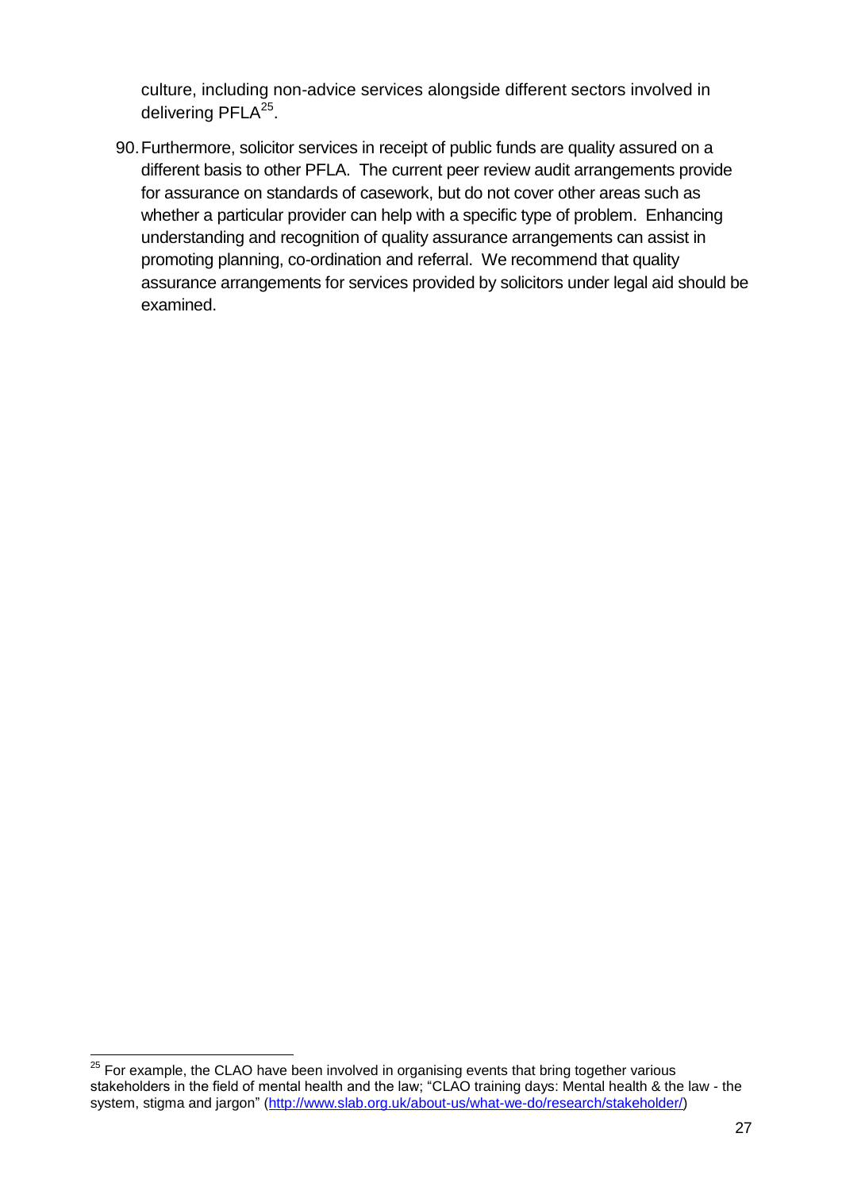culture, including non-advice services alongside different sectors involved in delivering PFLA[25].

90. Furthermore, solicitor services in receipt of public funds are quality assured on a different basis to other PFLA. The current peer review audit arrangements provide for assurance on standards of casework, but do not cover other areas such as whether a particular provider can help with a specific type of problem. Enhancing understanding and recognition of quality assurance arrangements can assist in promoting planning, co-ordination and referral. We recommend that quality assurance arrangements for services provided by solicitors under legal aid should be examined.

---

[25] For example, the CLAO have been involved in organising events that bring together various stakeholders in the field of mental health and the law; "CLAO training days: Mental health & the law - the system, stigma and jargon" (http://www.slab.org.uk/about-us/what-we-do/research/stakeholder/)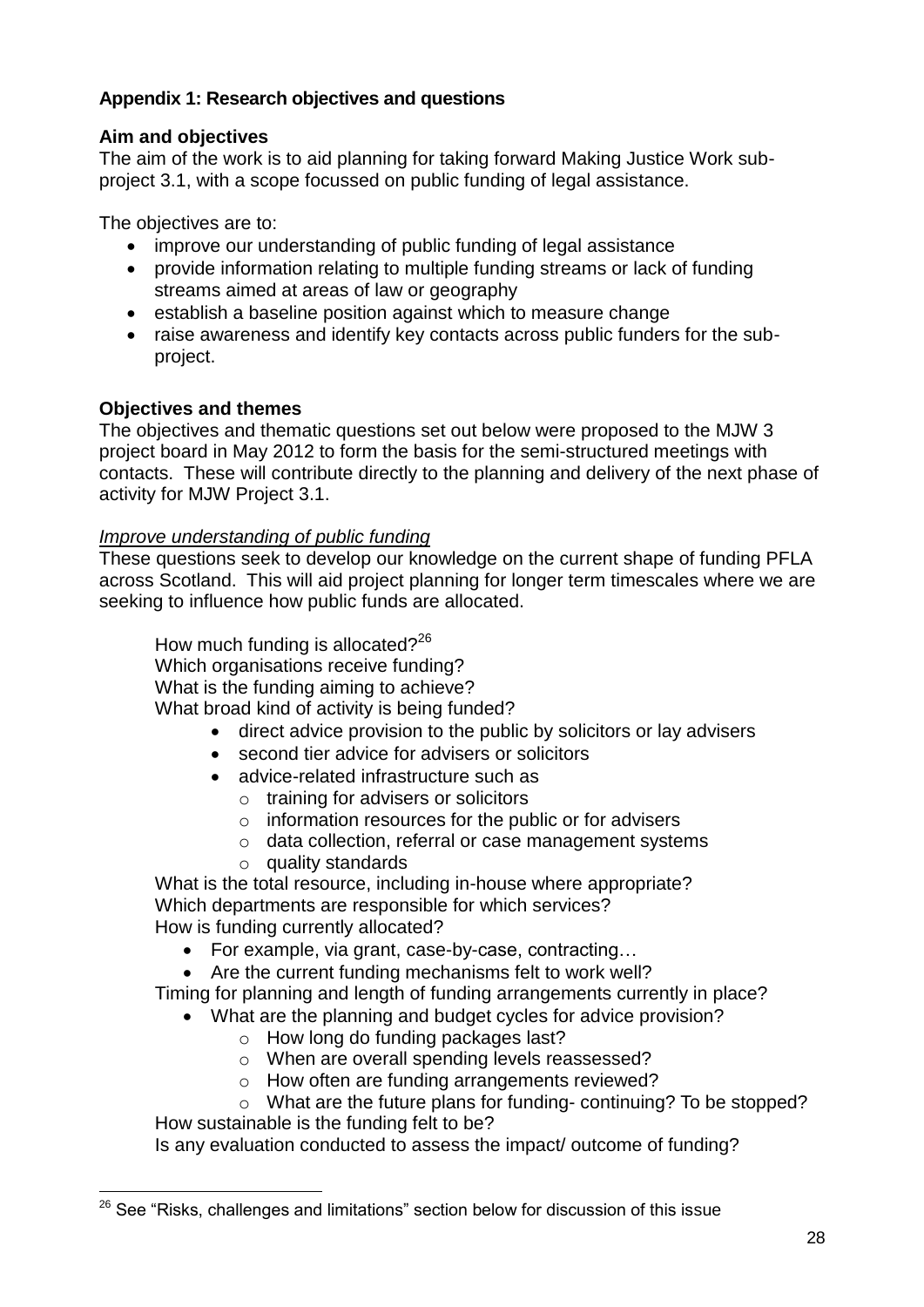**Appendix 1: Research objectives and questions**

**Aim and objectives**

The aim of the work is to aid planning for taking forward Making Justice Work sub-project 3.1, with a scope focussed on public funding of legal assistance.

The objectives are to:

- improve our understanding of public funding of legal assistance
- provide information relating to multiple funding streams or lack of funding streams aimed at areas of law or geography
- establish a baseline position against which to measure change
- raise awareness and identify key contacts across public funders for the sub-project.

**Objectives and themes**

The objectives and thematic questions set out below were proposed to the MJW 3 project board in May 2012 to form the basis for the semi-structured meetings with contacts. These will contribute directly to the planning and delivery of the next phase of activity for MJW Project 3.1.

<u>*Improve understanding of public funding*</u>

These questions seek to develop our knowledge on the current shape of funding PFLA across Scotland. This will aid project planning for longer term timescales where we are seeking to influence how public funds are allocated.

How much funding is allocated?[26]
Which organisations receive funding?
What is the funding aiming to achieve?
What broad kind of activity is being funded?

- direct advice provision to the public by solicitors or lay advisers
- second tier advice for advisers or solicitors
- advice-related infrastructure such as
  - training for advisers or solicitors
  - information resources for the public or for advisers
  - data collection, referral or case management systems
  - quality standards

What is the total resource, including in-house where appropriate?
Which departments are responsible for which services?
How is funding currently allocated?

- For example, via grant, case-by-case, contracting…
- Are the current funding mechanisms felt to work well?

Timing for planning and length of funding arrangements currently in place?

- What are the planning and budget cycles for advice provision?
  - How long do funding packages last?
  - When are overall spending levels reassessed?
  - How often are funding arrangements reviewed?
  - What are the future plans for funding- continuing? To be stopped?

How sustainable is the funding felt to be?
Is any evaluation conducted to assess the impact/ outcome of funding?

---

[26] See "Risks, challenges and limitations" section below for discussion of this issue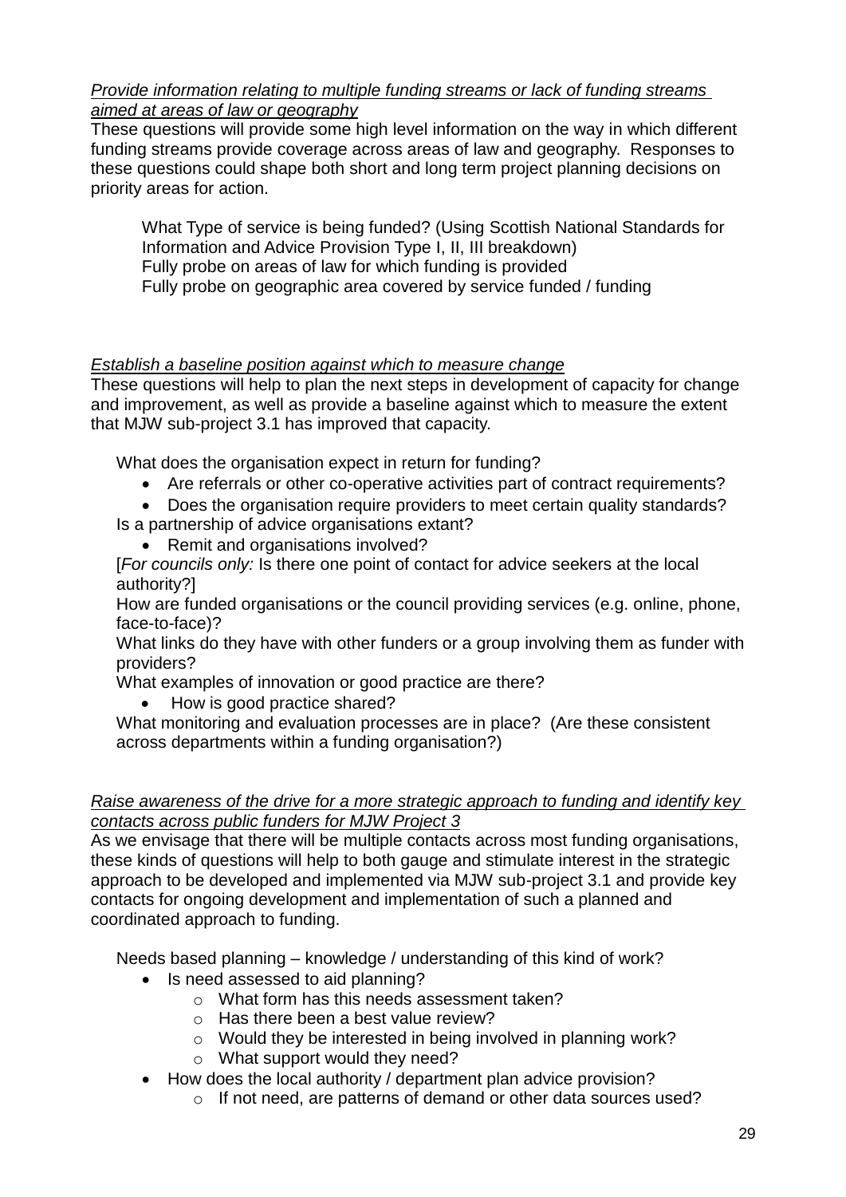*Provide information relating to multiple funding streams or lack of funding streams aimed at areas of law or geography*

These questions will provide some high level information on the way in which different funding streams provide coverage across areas of law and geography. Responses to these questions could shape both short and long term project planning decisions on priority areas for action.

> What Type of service is being funded? (Using Scottish National Standards for Information and Advice Provision Type I, II, III breakdown)
> Fully probe on areas of law for which funding is provided
> Fully probe on geographic area covered by service funded / funding

*Establish a baseline position against which to measure change*

These questions will help to plan the next steps in development of capacity for change and improvement, as well as provide a baseline against which to measure the extent that MJW sub-project 3.1 has improved that capacity.

What does the organisation expect in return for funding?

- Are referrals or other co-operative activities part of contract requirements?
- Does the organisation require providers to meet certain quality standards?

Is a partnership of advice organisations extant?

- Remit and organisations involved?

[*For councils only:* Is there one point of contact for advice seekers at the local authority?]

How are funded organisations or the council providing services (e.g. online, phone, face-to-face)?

What links do they have with other funders or a group involving them as funder with providers?

What examples of innovation or good practice are there?

- How is good practice shared?

What monitoring and evaluation processes are in place? (Are these consistent across departments within a funding organisation?)

*Raise awareness of the drive for a more strategic approach to funding and identify key contacts across public funders for MJW Project 3*

As we envisage that there will be multiple contacts across most funding organisations, these kinds of questions will help to both gauge and stimulate interest in the strategic approach to be developed and implemented via MJW sub-project 3.1 and provide key contacts for ongoing development and implementation of such a planned and coordinated approach to funding.

Needs based planning – knowledge / understanding of this kind of work?

- Is need assessed to aid planning?
  - What form has this needs assessment taken?
  - Has there been a best value review?
  - Would they be interested in being involved in planning work?
  - What support would they need?
- How does the local authority / department plan advice provision?
  - If not need, are patterns of demand or other data sources used?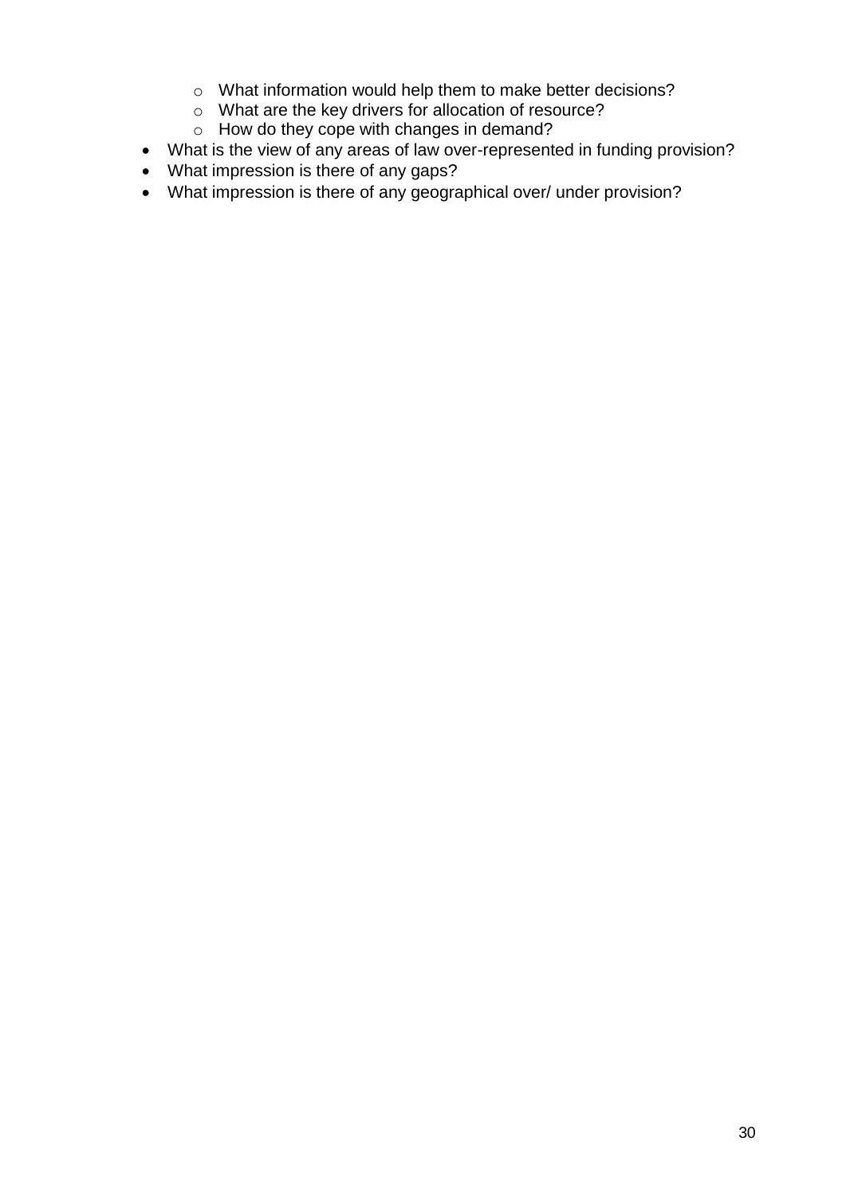- What information would help them to make better decisions?
    - What are the key drivers for allocation of resource?
    - How do they cope with changes in demand?
- What is the view of any areas of law over-represented in funding provision?
- What impression is there of any gaps?
- What impression is there of any geographical over/ under provision?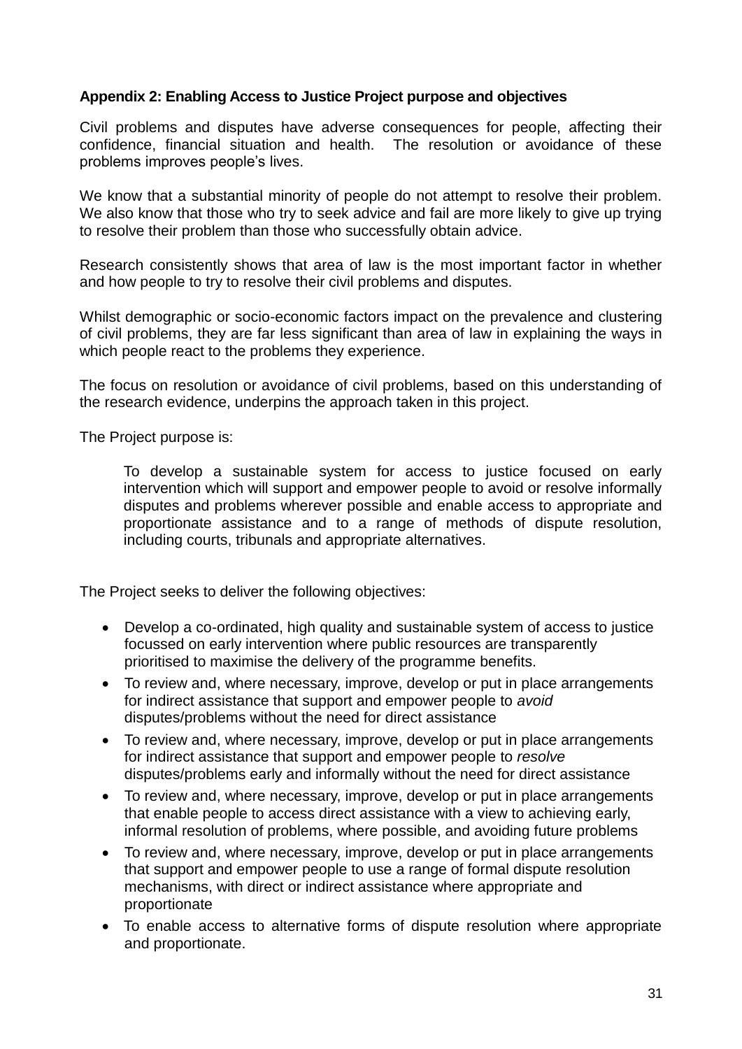**Appendix 2: Enabling Access to Justice Project purpose and objectives**

Civil problems and disputes have adverse consequences for people, affecting their confidence, financial situation and health. The resolution or avoidance of these problems improves people's lives.

We know that a substantial minority of people do not attempt to resolve their problem. We also know that those who try to seek advice and fail are more likely to give up trying to resolve their problem than those who successfully obtain advice.

Research consistently shows that area of law is the most important factor in whether and how people to try to resolve their civil problems and disputes.

Whilst demographic or socio-economic factors impact on the prevalence and clustering of civil problems, they are far less significant than area of law in explaining the ways in which people react to the problems they experience.

The focus on resolution or avoidance of civil problems, based on this understanding of the research evidence, underpins the approach taken in this project.

The Project purpose is:

> To develop a sustainable system for access to justice focused on early intervention which will support and empower people to avoid or resolve informally disputes and problems wherever possible and enable access to appropriate and proportionate assistance and to a range of methods of dispute resolution, including courts, tribunals and appropriate alternatives.

The Project seeks to deliver the following objectives:

- Develop a co-ordinated, high quality and sustainable system of access to justice focussed on early intervention where public resources are transparently prioritised to maximise the delivery of the programme benefits.
- To review and, where necessary, improve, develop or put in place arrangements for indirect assistance that support and empower people to *avoid* disputes/problems without the need for direct assistance
- To review and, where necessary, improve, develop or put in place arrangements for indirect assistance that support and empower people to *resolve* disputes/problems early and informally without the need for direct assistance
- To review and, where necessary, improve, develop or put in place arrangements that enable people to access direct assistance with a view to achieving early, informal resolution of problems, where possible, and avoiding future problems
- To review and, where necessary, improve, develop or put in place arrangements that support and empower people to use a range of formal dispute resolution mechanisms, with direct or indirect assistance where appropriate and proportionate
- To enable access to alternative forms of dispute resolution where appropriate and proportionate.